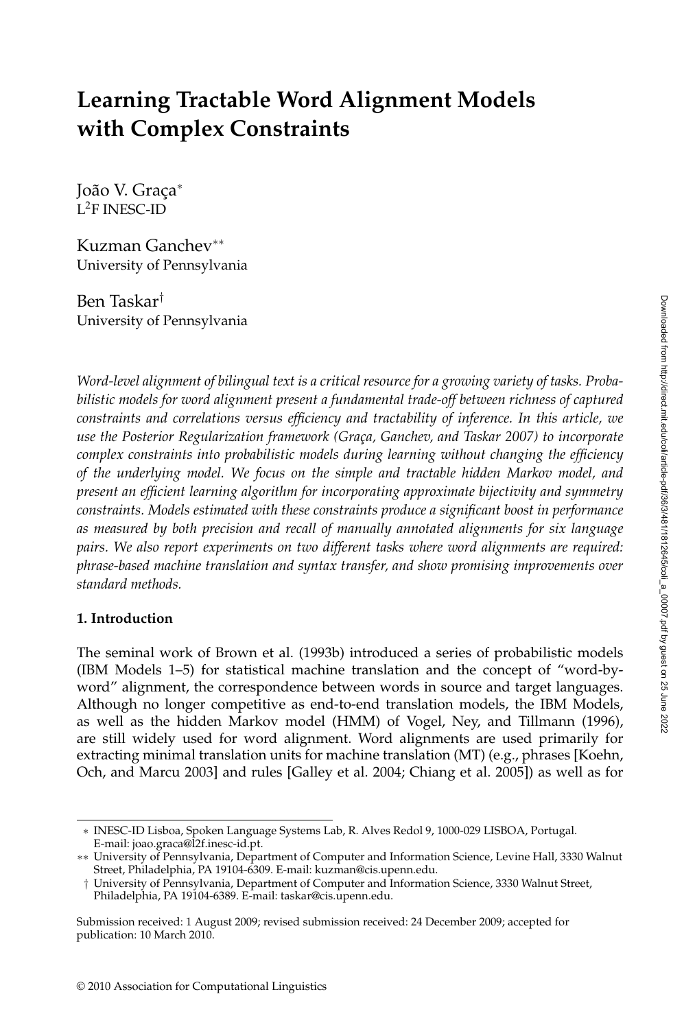# Learning Tractable Word Alignment Models with Complex Constraints

João V. Graça*
L[2]F INESC-ID

Kuzman Ganchev**
University of Pennsylvania

Ben Taskar†
University of Pennsylvania

*Word-level alignment of bilingual text is a critical resource for a growing variety of tasks. Probabilistic models for word alignment present a fundamental trade-off between richness of captured constraints and correlations versus efficiency and tractability of inference. In this article, we use the Posterior Regularization framework (Graça, Ganchev, and Taskar 2007) to incorporate complex constraints into probabilistic models during learning without changing the efficiency of the underlying model. We focus on the simple and tractable hidden Markov model, and present an efficient learning algorithm for incorporating approximate bijectivity and symmetry constraints. Models estimated with these constraints produce a significant boost in performance as measured by both precision and recall of manually annotated alignments for six language pairs. We also report experiments on two different tasks where word alignments are required: phrase-based machine translation and syntax transfer, and show promising improvements over standard methods.*

## 1. Introduction

The seminal work of Brown et al. (1993b) introduced a series of probabilistic models (IBM Models 1–5) for statistical machine translation and the concept of "word-by-word" alignment, the correspondence between words in source and target languages. Although no longer competitive as end-to-end translation models, the IBM Models, as well as the hidden Markov model (HMM) of Vogel, Ney, and Tillmann (1996), are still widely used for word alignment. Word alignments are used primarily for extracting minimal translation units for machine translation (MT) (e.g., phrases [Koehn, Och, and Marcu 2003] and rules [Galley et al. 2004; Chiang et al. 2005]) as well as for

---

\* INESC-ID Lisboa, Spoken Language Systems Lab, R. Alves Redol 9, 1000-029 LISBOA, Portugal. E-mail: joao.graca@l2f.inesc-id.pt.

\*\* University of Pennsylvania, Department of Computer and Information Science, Levine Hall, 3330 Walnut Street, Philadelphia, PA 19104-6309. E-mail: kuzman@cis.upenn.edu.

† University of Pennsylvania, Department of Computer and Information Science, 3330 Walnut Street, Philadelphia, PA 19104-6389. E-mail: taskar@cis.upenn.edu.

Submission received: 1 August 2009; revised submission received: 24 December 2009; accepted for publication: 10 March 2010.

© 2010 Association for Computational Linguistics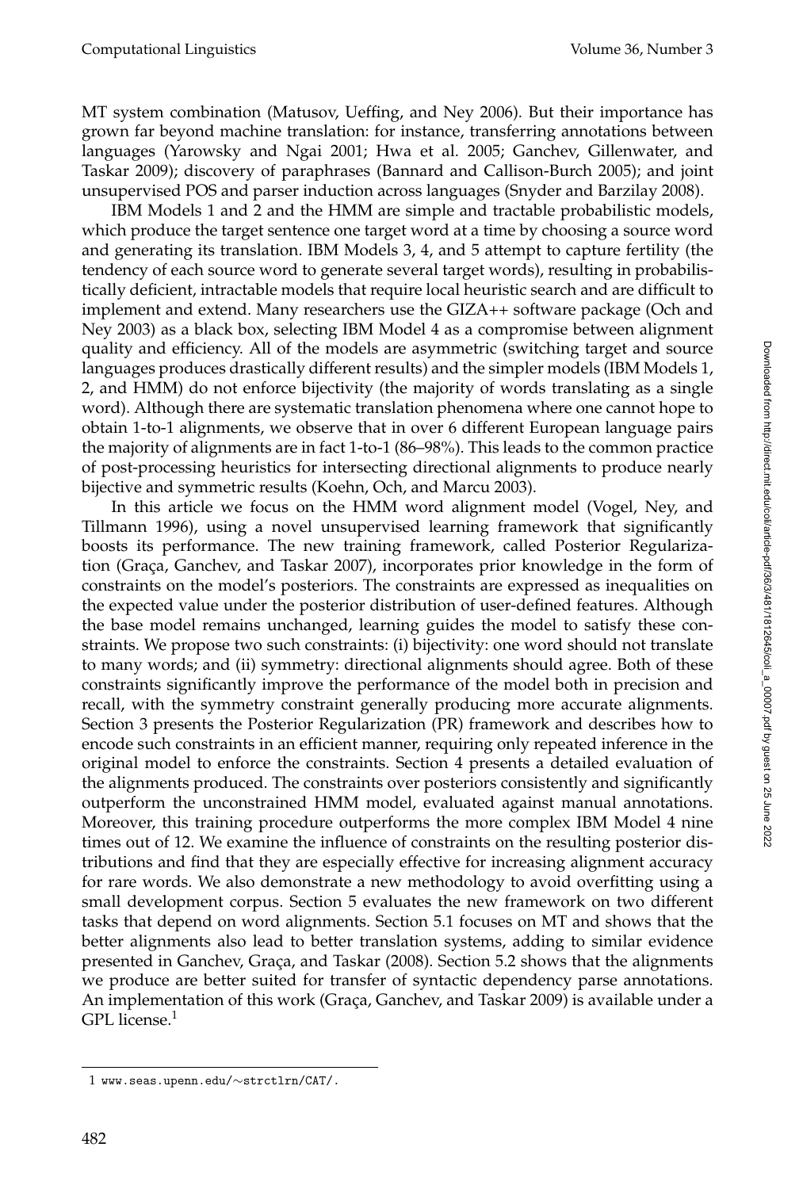MT system combination (Matusov, Ueffing, and Ney 2006). But their importance has grown far beyond machine translation: for instance, transferring annotations between languages (Yarowsky and Ngai 2001; Hwa et al. 2005; Ganchev, Gillenwater, and Taskar 2009); discovery of paraphrases (Bannard and Callison-Burch 2005); and joint unsupervised POS and parser induction across languages (Snyder and Barzilay 2008).

IBM Models 1 and 2 and the HMM are simple and tractable probabilistic models, which produce the target sentence one target word at a time by choosing a source word and generating its translation. IBM Models 3, 4, and 5 attempt to capture fertility (the tendency of each source word to generate several target words), resulting in probabilistically deficient, intractable models that require local heuristic search and are difficult to implement and extend. Many researchers use the GIZA++ software package (Och and Ney 2003) as a black box, selecting IBM Model 4 as a compromise between alignment quality and efficiency. All of the models are asymmetric (switching target and source languages produces drastically different results) and the simpler models (IBM Models 1, 2, and HMM) do not enforce bijectivity (the majority of words translating as a single word). Although there are systematic translation phenomena where one cannot hope to obtain 1-to-1 alignments, we observe that in over 6 different European language pairs the majority of alignments are in fact 1-to-1 (86–98%). This leads to the common practice of post-processing heuristics for intersecting directional alignments to produce nearly bijective and symmetric results (Koehn, Och, and Marcu 2003).

In this article we focus on the HMM word alignment model (Vogel, Ney, and Tillmann 1996), using a novel unsupervised learning framework that significantly boosts its performance. The new training framework, called Posterior Regularization (Graça, Ganchev, and Taskar 2007), incorporates prior knowledge in the form of constraints on the model's posteriors. The constraints are expressed as inequalities on the expected value under the posterior distribution of user-defined features. Although the base model remains unchanged, learning guides the model to satisfy these constraints. We propose two such constraints: (i) bijectivity: one word should not translate to many words; and (ii) symmetry: directional alignments should agree. Both of these constraints significantly improve the performance of the model both in precision and recall, with the symmetry constraint generally producing more accurate alignments. Section 3 presents the Posterior Regularization (PR) framework and describes how to encode such constraints in an efficient manner, requiring only repeated inference in the original model to enforce the constraints. Section 4 presents a detailed evaluation of the alignments produced. The constraints over posteriors consistently and significantly outperform the unconstrained HMM model, evaluated against manual annotations. Moreover, this training procedure outperforms the more complex IBM Model 4 nine times out of 12. We examine the influence of constraints on the resulting posterior distributions and find that they are especially effective for increasing alignment accuracy for rare words. We also demonstrate a new methodology to avoid overfitting using a small development corpus. Section 5 evaluates the new framework on two different tasks that depend on word alignments. Section 5.1 focuses on MT and shows that the better alignments also lead to better translation systems, adding to similar evidence presented in Ganchev, Graça, and Taskar (2008). Section 5.2 shows that the alignments we produce are better suited for transfer of syntactic dependency parse annotations. An implementation of this work (Graça, Ganchev, and Taskar 2009) is available under a GPL license.[1]

[1] www.seas.upenn.edu/~strctlrn/CAT/.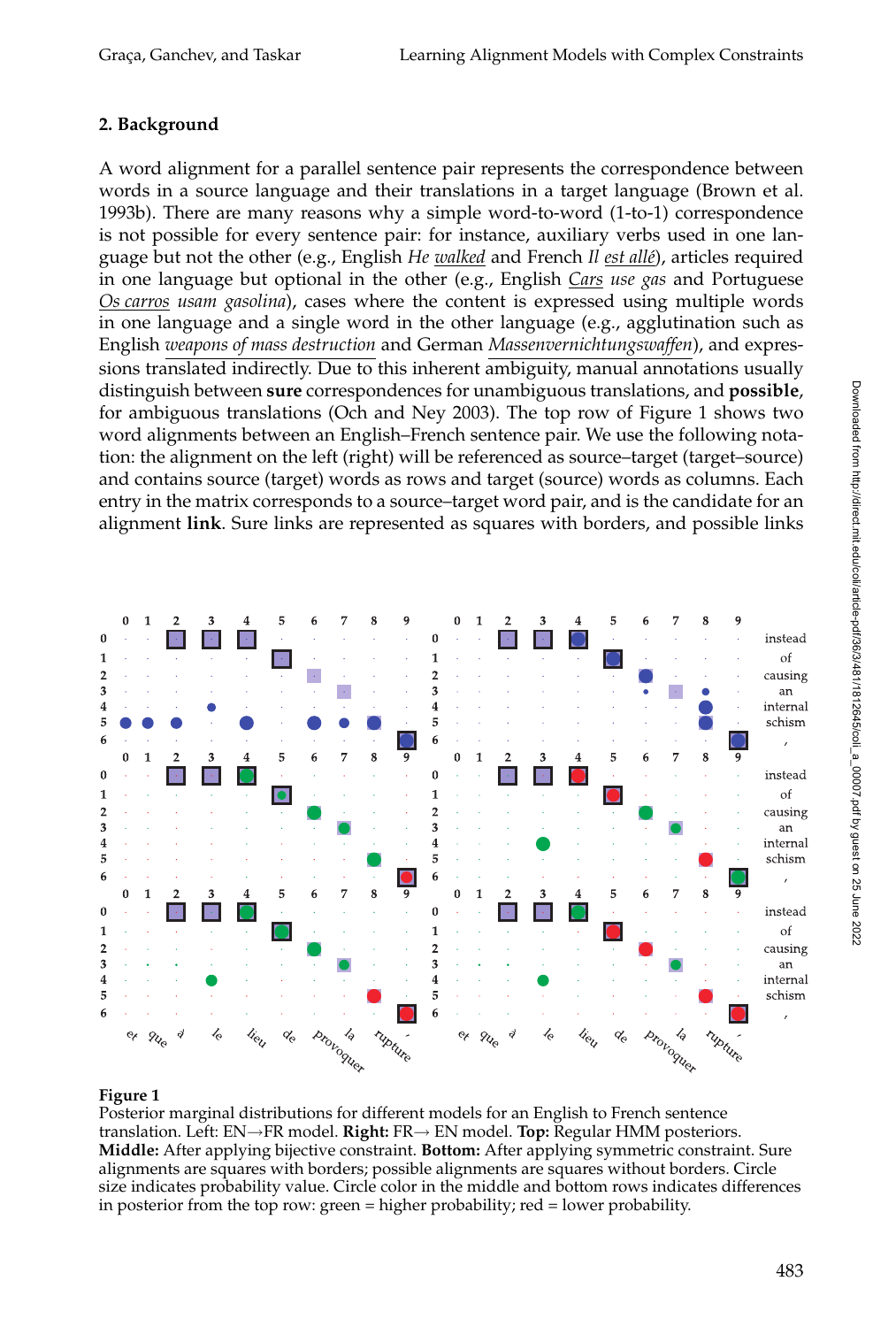## 2. Background

A word alignment for a parallel sentence pair represents the correspondence between words in a source language and their translations in a target language (Brown et al. 1993b). There are many reasons why a simple word-to-word (1-to-1) correspondence is not possible for every sentence pair: for instance, auxiliary verbs used in one language but not the other (e.g., English *He* *walked* and French *Il* *est allé*), articles required in one language but optional in the other (e.g., English *Cars use gas* and Portuguese *Os carros usam gasolina*), cases where the content is expressed using multiple words in one language and a single word in the other language (e.g., agglutination such as English *weapons of mass destruction* and German *Massenvernichtungswaffen*), and expressions translated indirectly. Due to this inherent ambiguity, manual annotations usually distinguish between **sure** correspondences for unambiguous translations, and **possible**, for ambiguous translations (Och and Ney 2003). The top row of Figure 1 shows two word alignments between an English–French sentence pair. We use the following notation: the alignment on the left (right) will be referenced as source–target (target–source) and contains source (target) words as rows and target (source) words as columns. Each entry in the matrix corresponds to a source–target word pair, and is the candidate for an alignment **link**. Sure links are represented as squares with borders, and possible links

**Figure 1**
Posterior marginal distributions for different models for an English to French sentence translation. Left: EN→FR model. **Right:** FR→ EN model. **Top:** Regular HMM posteriors. **Middle:** After applying bijective constraint. **Bottom:** After applying symmetric constraint. Sure alignments are squares with borders; possible alignments are squares without borders. Circle size indicates probability value. Circle color in the middle and bottom rows indicates differences in posterior from the top row: green = higher probability; red = lower probability.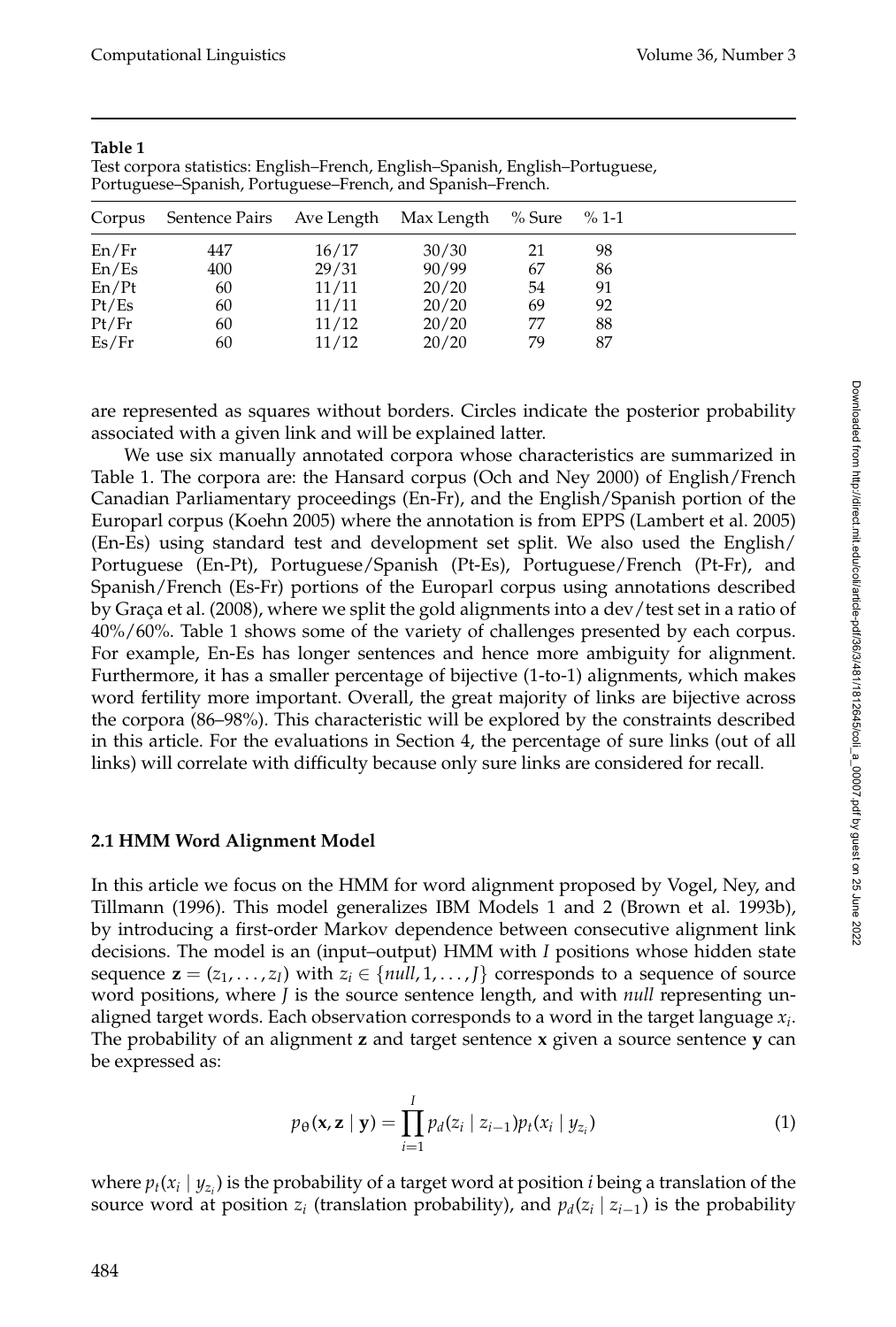**Table 1**
Test corpora statistics: English–French, English–Spanish, English–Portuguese, Portuguese–Spanish, Portuguese–French, and Spanish–French.

| Corpus | Sentence Pairs | Ave Length | Max Length | % Sure | % 1-1 |
|---|---|---|---|---|---|
| En/Fr | 447 | 16/17 | 30/30 | 21 | 98 |
| En/Es | 400 | 29/31 | 90/99 | 67 | 86 |
| En/Pt | 60 | 11/11 | 20/20 | 54 | 91 |
| Pt/Es | 60 | 11/11 | 20/20 | 69 | 92 |
| Pt/Fr | 60 | 11/12 | 20/20 | 77 | 88 |
| Es/Fr | 60 | 11/12 | 20/20 | 79 | 87 |

are represented as squares without borders. Circles indicate the posterior probability associated with a given link and will be explained latter.

We use six manually annotated corpora whose characteristics are summarized in Table 1. The corpora are: the Hansard corpus (Och and Ney 2000) of English/French Canadian Parliamentary proceedings (En-Fr), and the English/Spanish portion of the Europarl corpus (Koehn 2005) where the annotation is from EPPS (Lambert et al. 2005) (En-Es) using standard test and development set split. We also used the English/Portuguese (En-Pt), Portuguese/Spanish (Pt-Es), Portuguese/French (Pt-Fr), and Spanish/French (Es-Fr) portions of the Europarl corpus using annotations described by Graça et al. (2008), where we split the gold alignments into a dev/test set in a ratio of 40%/60%. Table 1 shows some of the variety of challenges presented by each corpus. For example, En-Es has longer sentences and hence more ambiguity for alignment. Furthermore, it has a smaller percentage of bijective (1-to-1) alignments, which makes word fertility more important. Overall, the great majority of links are bijective across the corpora (86–98%). This characteristic will be explored by the constraints described in this article. For the evaluations in Section 4, the percentage of sure links (out of all links) will correlate with difficulty because only sure links are considered for recall.

### 2.1 HMM Word Alignment Model

In this article we focus on the HMM for word alignment proposed by Vogel, Ney, and Tillmann (1996). This model generalizes IBM Models 1 and 2 (Brown et al. 1993b), by introducing a first-order Markov dependence between consecutive alignment link decisions. The model is an (input–output) HMM with $I$ positions whose hidden state sequence $\mathbf{z} = (z_1, \ldots, z_I)$ with $z_i \in \{null, 1, \ldots, J\}$ corresponds to a sequence of source word positions, where $J$ is the source sentence length, and with *null* representing unaligned target words. Each observation corresponds to a word in the target language $x_i$. The probability of an alignment $\mathbf{z}$ and target sentence $\mathbf{x}$ given a source sentence $\mathbf{y}$ can be expressed as:

$$p_\theta(\mathbf{x}, \mathbf{z} \mid \mathbf{y}) = \prod_{i=1}^{I} p_d(z_i \mid z_{i-1}) p_t(x_i \mid y_{z_i}) \tag{1}$$

where $p_t(x_i \mid y_{z_i})$ is the probability of a target word at position $i$ being a translation of the source word at position $z_i$ (translation probability), and $p_d(z_i \mid z_{i-1})$ is the probability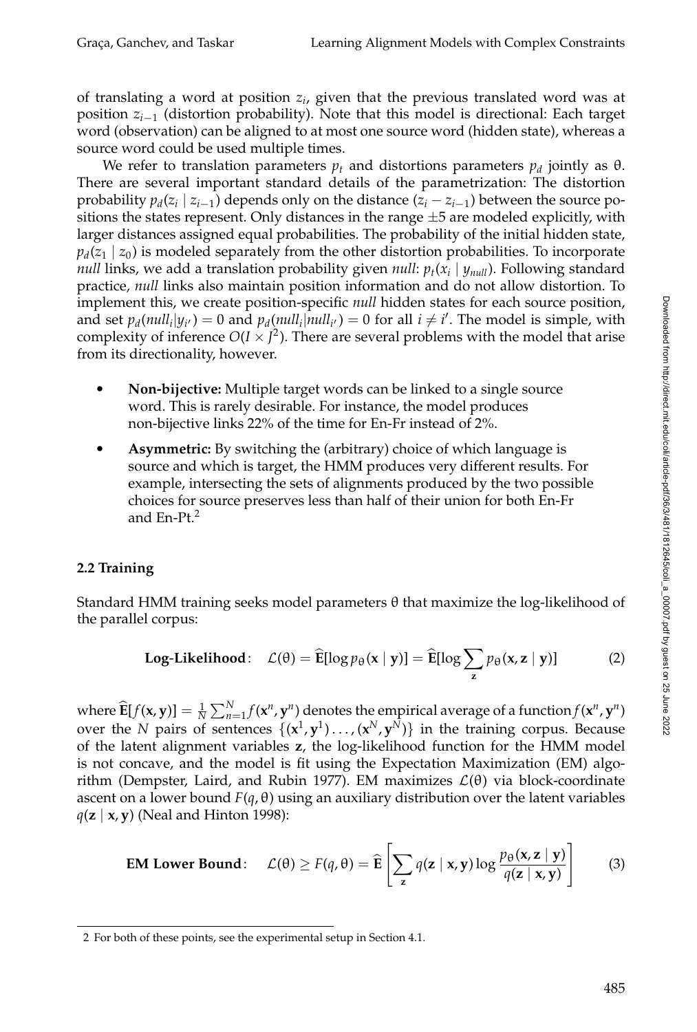of translating a word at position $z_i$, given that the previous translated word was at position $z_{i-1}$ (distortion probability). Note that this model is directional: Each target word (observation) can be aligned to at most one source word (hidden state), whereas a source word could be used multiple times.

We refer to translation parameters $p_t$ and distortions parameters $p_d$ jointly as $\theta$. There are several important standard details of the parametrization: The distortion probability $p_d(z_i \mid z_{i-1})$ depends only on the distance $(z_i - z_{i-1})$ between the source positions the states represent. Only distances in the range $\pm 5$ are modeled explicitly, with larger distances assigned equal probabilities. The probability of the initial hidden state, $p_d(z_1 \mid z_0)$ is modeled separately from the other distortion probabilities. To incorporate *null* links, we add a translation probability given *null*: $p_t(x_i \mid y_{null})$. Following standard practice, *null* links also maintain position information and do not allow distortion. To implement this, we create position-specific *null* hidden states for each source position, and set $p_d(null_i|y_{i'}) = 0$ and $p_d(null_i|null_{i'}) = 0$ for all $i \neq i'$. The model is simple, with complexity of inference $O(I \times J^2)$. There are several problems with the model that arise from its directionality, however.

- **Non-bijective:** Multiple target words can be linked to a single source word. This is rarely desirable. For instance, the model produces non-bijective links 22% of the time for En-Fr instead of 2%.
- **Asymmetric:** By switching the (arbitrary) choice of which language is source and which is target, the HMM produces very different results. For example, intersecting the sets of alignments produced by the two possible choices for source preserves less than half of their union for both En-Fr and En-Pt.[2]

### 2.2 Training

Standard HMM training seeks model parameters $\theta$ that maximize the log-likelihood of the parallel corpus:

$$\textbf{Log-Likelihood}: \quad \mathcal{L}(\theta) = \widehat{\mathbf{E}}[\log p_\theta(\mathbf{x} \mid \mathbf{y})] = \widehat{\mathbf{E}}[\log \sum_{\mathbf{z}} p_\theta(\mathbf{x}, \mathbf{z} \mid \mathbf{y})] \tag{2}$$

where $\widehat{\mathbf{E}}[f(\mathbf{x}, \mathbf{y})] = \frac{1}{N} \sum_{n=1}^{N} f(\mathbf{x}^n, \mathbf{y}^n)$ denotes the empirical average of a function $f(\mathbf{x}^n, \mathbf{y}^n)$ over the $N$ pairs of sentences $\{(\mathbf{x}^1, \mathbf{y}^1) \ldots, (\mathbf{x}^N, \mathbf{y}^N)\}$ in the training corpus. Because of the latent alignment variables $\mathbf{z}$, the log-likelihood function for the HMM model is not concave, and the model is fit using the Expectation Maximization (EM) algorithm (Dempster, Laird, and Rubin 1977). EM maximizes $\mathcal{L}(\theta)$ via block-coordinate ascent on a lower bound $F(q, \theta)$ using an auxiliary distribution over the latent variables $q(\mathbf{z} \mid \mathbf{x}, \mathbf{y})$ (Neal and Hinton 1998):

$$\textbf{EM Lower Bound}: \quad \mathcal{L}(\theta) \geq F(q, \theta) = \widehat{\mathbf{E}} \left[ \sum_{\mathbf{z}} q(\mathbf{z} \mid \mathbf{x}, \mathbf{y}) \log \frac{p_\theta(\mathbf{x}, \mathbf{z} \mid \mathbf{y})}{q(\mathbf{z} \mid \mathbf{x}, \mathbf{y})} \right] \tag{3}$$

---

[2] For both of these points, see the experimental setup in Section 4.1.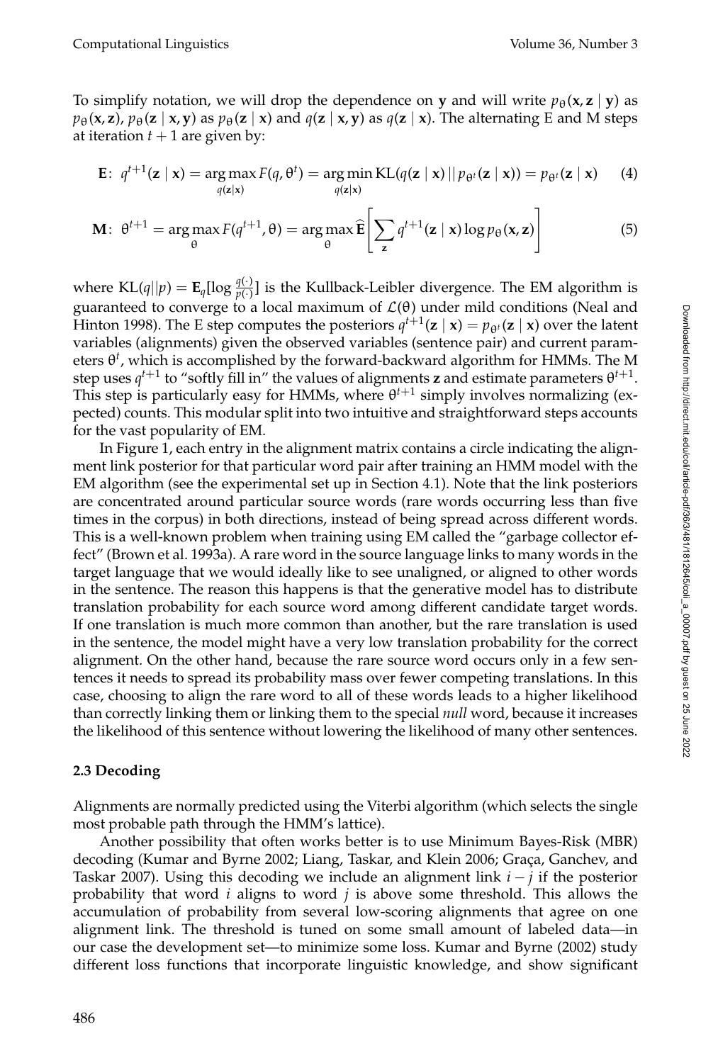To simplify notation, we will drop the dependence on $\mathbf{y}$ and will write $p_\theta(\mathbf{x}, \mathbf{z} \mid \mathbf{y})$ as $p_\theta(\mathbf{x}, \mathbf{z})$, $p_\theta(\mathbf{z} \mid \mathbf{x}, \mathbf{y})$ as $p_\theta(\mathbf{z} \mid \mathbf{x})$ and $q(\mathbf{z} \mid \mathbf{x}, \mathbf{y})$ as $q(\mathbf{z} \mid \mathbf{x})$. The alternating E and M steps at iteration $t+1$ are given by:

$$\mathbf{E}: \; q^{t+1}(\mathbf{z} \mid \mathbf{x}) = \arg\max_{q(\mathbf{z}|\mathbf{x})} F(q, \theta^t) = \arg\min_{q(\mathbf{z}|\mathbf{x})} \mathrm{KL}(q(\mathbf{z} \mid \mathbf{x}) \,||\, p_{\theta^t}(\mathbf{z} \mid \mathbf{x})) = p_{\theta^t}(\mathbf{z} \mid \mathbf{x}) \tag{4}$$

$$\mathbf{M}: \; \theta^{t+1} = \arg\max_{\theta} F(q^{t+1}, \theta) = \arg\max_{\theta} \widehat{\mathbf{E}}\left[\sum_{\mathbf{z}} q^{t+1}(\mathbf{z} \mid \mathbf{x}) \log p_\theta(\mathbf{x}, \mathbf{z})\right] \tag{5}$$

where $\mathrm{KL}(q||p) = \mathbf{E}_q[\log \frac{q(\cdot)}{p(\cdot)}]$ is the Kullback-Leibler divergence. The EM algorithm is guaranteed to converge to a local maximum of $\mathcal{L}(\theta)$ under mild conditions (Neal and Hinton 1998). The E step computes the posteriors $q^{t+1}(\mathbf{z} \mid \mathbf{x}) = p_{\theta^t}(\mathbf{z} \mid \mathbf{x})$ over the latent variables (alignments) given the observed variables (sentence pair) and current parameters $\theta^t$, which is accomplished by the forward-backward algorithm for HMMs. The M step uses $q^{t+1}$ to "softly fill in" the values of alignments $\mathbf{z}$ and estimate parameters $\theta^{t+1}$. This step is particularly easy for HMMs, where $\theta^{t+1}$ simply involves normalizing (expected) counts. This modular split into two intuitive and straightforward steps accounts for the vast popularity of EM.

In Figure 1, each entry in the alignment matrix contains a circle indicating the alignment link posterior for that particular word pair after training an HMM model with the EM algorithm (see the experimental set up in Section 4.1). Note that the link posteriors are concentrated around particular source words (rare words occurring less than five times in the corpus) in both directions, instead of being spread across different words. This is a well-known problem when training using EM called the "garbage collector effect" (Brown et al. 1993a). A rare word in the source language links to many words in the target language that we would ideally like to see unaligned, or aligned to other words in the sentence. The reason this happens is that the generative model has to distribute translation probability for each source word among different candidate target words. If one translation is much more common than another, but the rare translation is used in the sentence, the model might have a very low translation probability for the correct alignment. On the other hand, because the rare source word occurs only in a few sentences it needs to spread its probability mass over fewer competing translations. In this case, choosing to align the rare word to all of these words leads to a higher likelihood than correctly linking them or linking them to the special *null* word, because it increases the likelihood of this sentence without lowering the likelihood of many other sentences.

### 2.3 Decoding

Alignments are normally predicted using the Viterbi algorithm (which selects the single most probable path through the HMM's lattice).

Another possibility that often works better is to use Minimum Bayes-Risk (MBR) decoding (Kumar and Byrne 2002; Liang, Taskar, and Klein 2006; Graça, Ganchev, and Taskar 2007). Using this decoding we include an alignment link $i - j$ if the posterior probability that word $i$ aligns to word $j$ is above some threshold. This allows the accumulation of probability from several low-scoring alignments that agree on one alignment link. The threshold is tuned on some small amount of labeled data—in our case the development set—to minimize some loss. Kumar and Byrne (2002) study different loss functions that incorporate linguistic knowledge, and show significant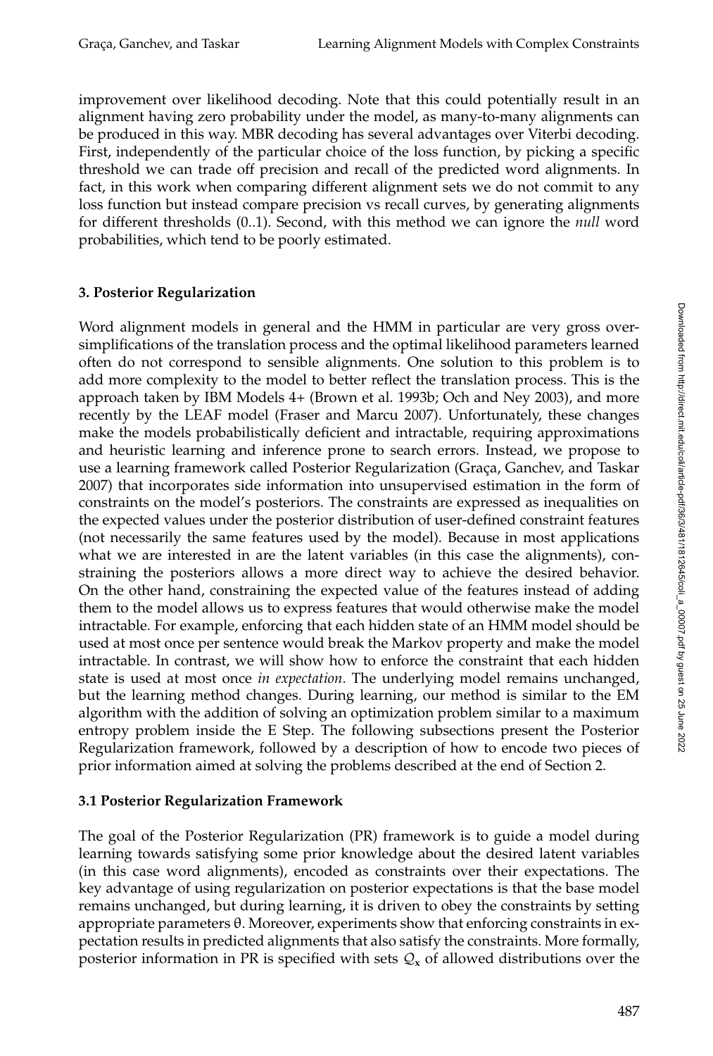improvement over likelihood decoding. Note that this could potentially result in an alignment having zero probability under the model, as many-to-many alignments can be produced in this way. MBR decoding has several advantages over Viterbi decoding. First, independently of the particular choice of the loss function, by picking a specific threshold we can trade off precision and recall of the predicted word alignments. In fact, in this work when comparing different alignment sets we do not commit to any loss function but instead compare precision vs recall curves, by generating alignments for different thresholds (0..1). Second, with this method we can ignore the *null* word probabilities, which tend to be poorly estimated.

## 3. Posterior Regularization

Word alignment models in general and the HMM in particular are very gross oversimplifications of the translation process and the optimal likelihood parameters learned often do not correspond to sensible alignments. One solution to this problem is to add more complexity to the model to better reflect the translation process. This is the approach taken by IBM Models 4+ (Brown et al. 1993b; Och and Ney 2003), and more recently by the LEAF model (Fraser and Marcu 2007). Unfortunately, these changes make the models probabilistically deficient and intractable, requiring approximations and heuristic learning and inference prone to search errors. Instead, we propose to use a learning framework called Posterior Regularization (Graça, Ganchev, and Taskar 2007) that incorporates side information into unsupervised estimation in the form of constraints on the model's posteriors. The constraints are expressed as inequalities on the expected values under the posterior distribution of user-defined constraint features (not necessarily the same features used by the model). Because in most applications what we are interested in are the latent variables (in this case the alignments), constraining the posteriors allows a more direct way to achieve the desired behavior. On the other hand, constraining the expected value of the features instead of adding them to the model allows us to express features that would otherwise make the model intractable. For example, enforcing that each hidden state of an HMM model should be used at most once per sentence would break the Markov property and make the model intractable. In contrast, we will show how to enforce the constraint that each hidden state is used at most once *in expectation*. The underlying model remains unchanged, but the learning method changes. During learning, our method is similar to the EM algorithm with the addition of solving an optimization problem similar to a maximum entropy problem inside the E Step. The following subsections present the Posterior Regularization framework, followed by a description of how to encode two pieces of prior information aimed at solving the problems described at the end of Section 2.

### 3.1 Posterior Regularization Framework

The goal of the Posterior Regularization (PR) framework is to guide a model during learning towards satisfying some prior knowledge about the desired latent variables (in this case word alignments), encoded as constraints over their expectations. The key advantage of using regularization on posterior expectations is that the base model remains unchanged, but during learning, it is driven to obey the constraints by setting appropriate parameters $\theta$. Moreover, experiments show that enforcing constraints in expectation results in predicted alignments that also satisfy the constraints. More formally, posterior information in PR is specified with sets $\mathcal{Q}_{\mathbf{x}}$ of allowed distributions over the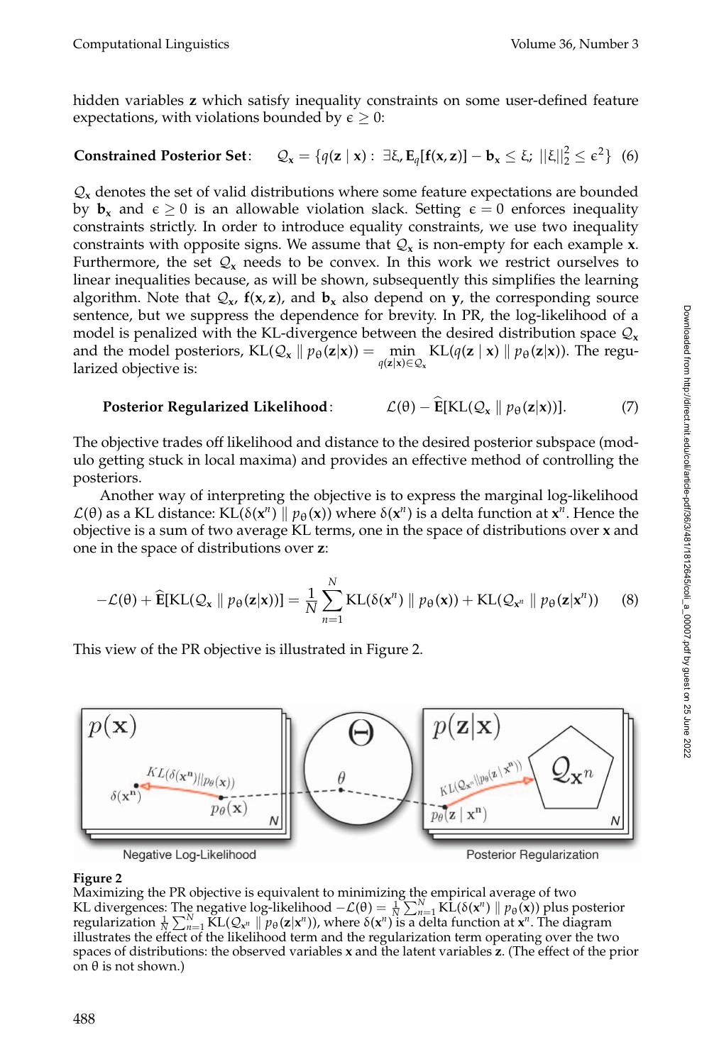hidden variables $\mathbf{z}$ which satisfy inequality constraints on some user-defined feature expectations, with violations bounded by $\epsilon \geq 0$:

$$\textbf{Constrained Posterior Set}: \quad \mathcal{Q}_{\mathbf{x}} = \{q(\mathbf{z} \mid \mathbf{x}) : \ \exists \xi, \mathbf{E}_q[\mathbf{f}(\mathbf{x}, \mathbf{z})] - \mathbf{b}_{\mathbf{x}} \leq \xi; \ ||\xi||_2^2 \leq \epsilon^2\} \quad (6)$$

$\mathcal{Q}_{\mathbf{x}}$ denotes the set of valid distributions where some feature expectations are bounded by $\mathbf{b}_{\mathbf{x}}$ and $\epsilon \geq 0$ is an allowable violation slack. Setting $\epsilon = 0$ enforces inequality constraints strictly. In order to introduce equality constraints, we use two inequality constraints with opposite signs. We assume that $\mathcal{Q}_{\mathbf{x}}$ is non-empty for each example $\mathbf{x}$. Furthermore, the set $\mathcal{Q}_{\mathbf{x}}$ needs to be convex. In this work we restrict ourselves to linear inequalities because, as will be shown, subsequently this simplifies the learning algorithm. Note that $\mathcal{Q}_{\mathbf{x}}$, $\mathbf{f}(\mathbf{x}, \mathbf{z})$, and $\mathbf{b}_{\mathbf{x}}$ also depend on $\mathbf{y}$, the corresponding source sentence, but we suppress the dependence for brevity. In PR, the log-likelihood of a model is penalized with the KL-divergence between the desired distribution space $\mathcal{Q}_{\mathbf{x}}$ and the model posteriors, $\text{KL}(\mathcal{Q}_{\mathbf{x}} \parallel p_\theta(\mathbf{z}|\mathbf{x})) = \min_{q(\mathbf{z}|\mathbf{x}) \in \mathcal{Q}_{\mathbf{x}}} \text{KL}(q(\mathbf{z} \mid \mathbf{x}) \parallel p_\theta(\mathbf{z}|\mathbf{x}))$. The regularized objective is:

$$\textbf{Posterior Regularized Likelihood}: \qquad \mathcal{L}(\theta) - \widehat{\mathbf{E}}[\text{KL}(\mathcal{Q}_{\mathbf{x}} \parallel p_\theta(\mathbf{z}|\mathbf{x}))]. \qquad (7)$$

The objective trades off likelihood and distance to the desired posterior subspace (modulo getting stuck in local maxima) and provides an effective method of controlling the posteriors.

Another way of interpreting the objective is to express the marginal log-likelihood $\mathcal{L}(\theta)$ as a KL distance: $\text{KL}(\delta(\mathbf{x}^n) \parallel p_\theta(\mathbf{x}))$ where $\delta(\mathbf{x}^n)$ is a delta function at $\mathbf{x}^n$. Hence the objective is a sum of two average KL terms, one in the space of distributions over $\mathbf{x}$ and one in the space of distributions over $\mathbf{z}$:

$$-\mathcal{L}(\theta) + \widehat{\mathbf{E}}[\text{KL}(\mathcal{Q}_{\mathbf{x}} \parallel p_\theta(\mathbf{z}|\mathbf{x}))] = \frac{1}{N}\sum_{n=1}^{N} \text{KL}(\delta(\mathbf{x}^n) \parallel p_\theta(\mathbf{x})) + \text{KL}(\mathcal{Q}_{\mathbf{x}^n} \parallel p_\theta(\mathbf{z}|\mathbf{x}^n)) \qquad (8)$$

This view of the PR objective is illustrated in Figure 2.

**Figure 2**
Maximizing the PR objective is equivalent to minimizing the empirical average of two KL divergences: The negative log-likelihood $-\mathcal{L}(\theta) = \frac{1}{N}\sum_{n=1}^{N} \text{KL}(\delta(\mathbf{x}^n) \parallel p_\theta(\mathbf{x}))$ plus posterior regularization $\frac{1}{N}\sum_{n=1}^{N} \text{KL}(\mathcal{Q}_{\mathbf{x}^n} \parallel p_\theta(\mathbf{z}|\mathbf{x}^n))$, where $\delta(\mathbf{x}^n)$ is a delta function at $\mathbf{x}^n$. The diagram illustrates the effect of the likelihood term and the regularization term operating over the two spaces of distributions: the observed variables $\mathbf{x}$ and the latent variables $\mathbf{z}$. (The effect of the prior on $\theta$ is not shown.)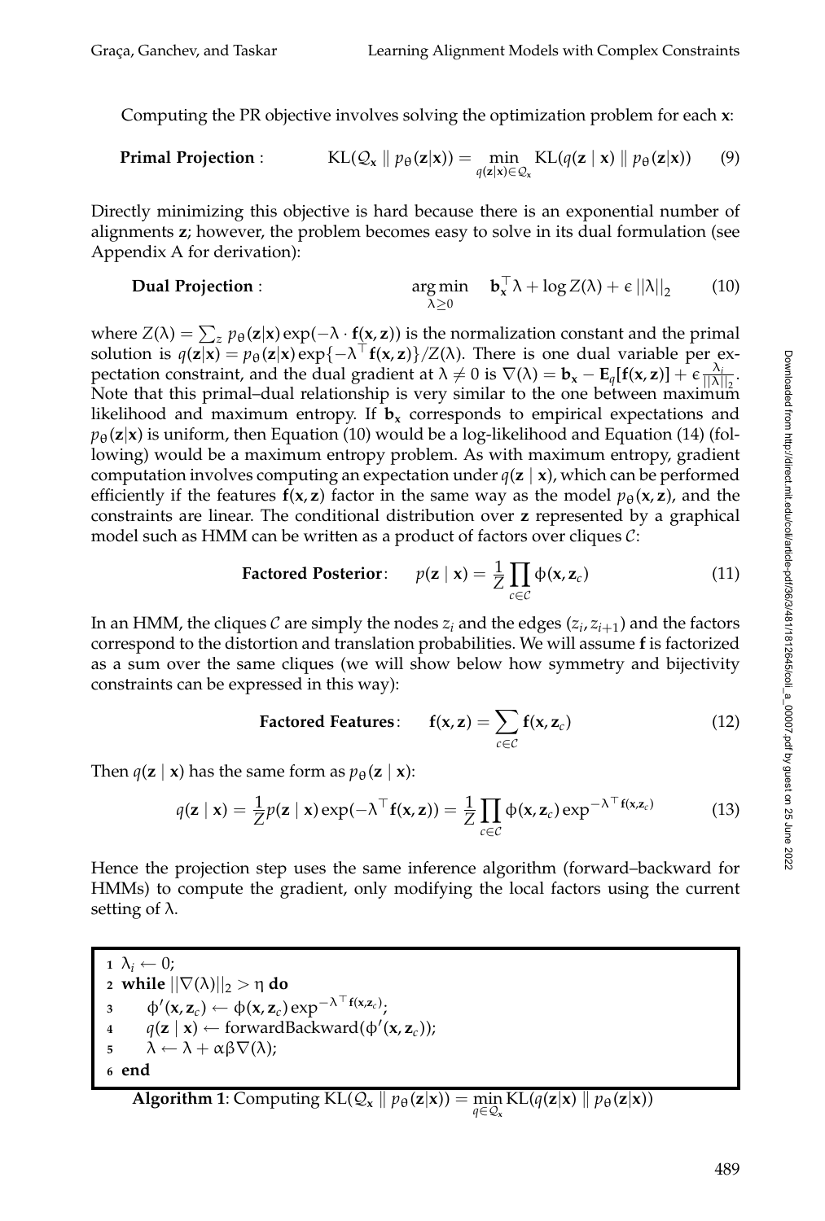Computing the PR objective involves solving the optimization problem for each $\mathbf{x}$:

$$\textbf{Primal Projection}: \qquad \mathrm{KL}(\mathcal{Q}_{\mathbf{x}} \parallel p_\theta(\mathbf{z}|\mathbf{x})) = \min_{q(\mathbf{z}|\mathbf{x}) \in \mathcal{Q}_{\mathbf{x}}} \mathrm{KL}(q(\mathbf{z} \mid \mathbf{x}) \parallel p_\theta(\mathbf{z}|\mathbf{x})) \tag{9}$$

Directly minimizing this objective is hard because there is an exponential number of alignments $\mathbf{z}$; however, the problem becomes easy to solve in its dual formulation (see Appendix A for derivation):

$$\textbf{Dual Projection}: \qquad \arg\min_{\lambda \geq 0} \quad \mathbf{b}_{\mathbf{x}}^\top \lambda + \log Z(\lambda) + \epsilon \, ||\lambda||_2 \tag{10}$$

where $Z(\lambda) = \sum_z p_\theta(\mathbf{z}|\mathbf{x}) \exp(-\lambda \cdot \mathbf{f}(\mathbf{x}, \mathbf{z}))$ is the normalization constant and the primal solution is $q(\mathbf{z}|\mathbf{x}) = p_\theta(\mathbf{z}|\mathbf{x}) \exp\{-\lambda^\top \mathbf{f}(\mathbf{x}, \mathbf{z})\}/Z(\lambda)$. There is one dual variable per expectation constraint, and the dual gradient at $\lambda \neq 0$ is $\nabla(\lambda) = \mathbf{b}_{\mathbf{x}} - \mathbf{E}_q[\mathbf{f}(\mathbf{x}, \mathbf{z})] + \epsilon \frac{\lambda_i}{||\lambda||_2}$. Note that this primal–dual relationship is very similar to the one between maximum likelihood and maximum entropy. If $\mathbf{b}_{\mathbf{x}}$ corresponds to empirical expectations and $p_\theta(\mathbf{z}|\mathbf{x})$ is uniform, then Equation (10) would be a log-likelihood and Equation (14) (following) would be a maximum entropy problem. As with maximum entropy, gradient computation involves computing an expectation under $q(\mathbf{z} \mid \mathbf{x})$, which can be performed efficiently if the features $\mathbf{f}(\mathbf{x}, \mathbf{z})$ factor in the same way as the model $p_\theta(\mathbf{x}, \mathbf{z})$, and the constraints are linear. The conditional distribution over $\mathbf{z}$ represented by a graphical model such as HMM can be written as a product of factors over cliques $\mathcal{C}$:

$$\textbf{Factored Posterior}: \qquad p(\mathbf{z} \mid \mathbf{x}) = \frac{1}{Z} \prod_{c \in \mathcal{C}} \phi(\mathbf{x}, \mathbf{z}_c) \tag{11}$$

In an HMM, the cliques $\mathcal{C}$ are simply the nodes $z_i$ and the edges $(z_i, z_{i+1})$ and the factors correspond to the distortion and translation probabilities. We will assume $\mathbf{f}$ is factorized as a sum over the same cliques (we will show below how symmetry and bijectivity constraints can be expressed in this way):

$$\textbf{Factored Features}: \qquad \mathbf{f}(\mathbf{x}, \mathbf{z}) = \sum_{c \in \mathcal{C}} \mathbf{f}(\mathbf{x}, \mathbf{z}_c) \tag{12}$$

Then $q(\mathbf{z} \mid \mathbf{x})$ has the same form as $p_\theta(\mathbf{z} \mid \mathbf{x})$:

$$q(\mathbf{z} \mid \mathbf{x}) = \frac{1}{Z} p(\mathbf{z} \mid \mathbf{x}) \exp(-\lambda^\top \mathbf{f}(\mathbf{x}, \mathbf{z})) = \frac{1}{Z} \prod_{c \in \mathcal{C}} \phi(\mathbf{x}, \mathbf{z}_c) \exp^{-\lambda^\top \mathbf{f}(\mathbf{x}, \mathbf{z}_c)} \tag{13}$$

Hence the projection step uses the same inference algorithm (forward–backward for HMMs) to compute the gradient, only modifying the local factors using the current setting of $\lambda$.

```
1  λ_i ← 0;
2  while ||∇(λ)||_2 > η do
3      φ'(x, z_c) ← φ(x, z_c) exp^{-λ^⊤ f(x, z_c)};
4      q(z | x) ← forwardBackward(φ'(x, z_c));
5      λ ← λ + αβ∇(λ);
6  end
```

**Algorithm 1**: Computing $\mathrm{KL}(\mathcal{Q}_{\mathbf{x}} \parallel p_\theta(\mathbf{z}|\mathbf{x})) = \min_{q \in \mathcal{Q}_{\mathbf{x}}} \mathrm{KL}(q(\mathbf{z}|\mathbf{x}) \parallel p_\theta(\mathbf{z}|\mathbf{x}))$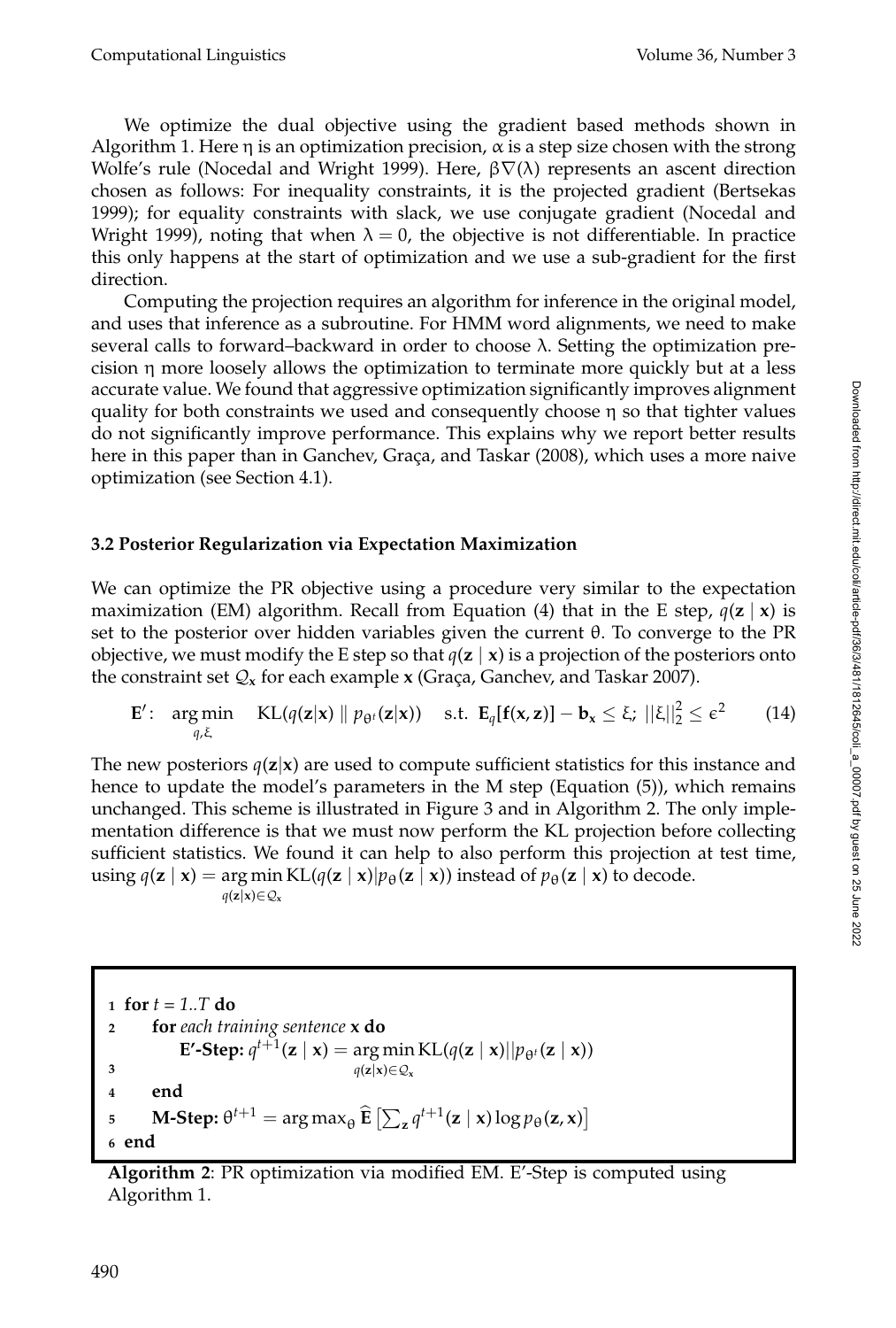We optimize the dual objective using the gradient based methods shown in Algorithm 1. Here $\eta$ is an optimization precision, $\alpha$ is a step size chosen with the strong Wolfe's rule (Nocedal and Wright 1999). Here, $\beta\nabla(\lambda)$ represents an ascent direction chosen as follows: For inequality constraints, it is the projected gradient (Bertsekas 1999); for equality constraints with slack, we use conjugate gradient (Nocedal and Wright 1999), noting that when $\lambda = 0$, the objective is not differentiable. In practice this only happens at the start of optimization and we use a sub-gradient for the first direction.

Computing the projection requires an algorithm for inference in the original model, and uses that inference as a subroutine. For HMM word alignments, we need to make several calls to forward–backward in order to choose $\lambda$. Setting the optimization precision $\eta$ more loosely allows the optimization to terminate more quickly but at a less accurate value. We found that aggressive optimization significantly improves alignment quality for both constraints we used and consequently choose $\eta$ so that tighter values do not significantly improve performance. This explains why we report better results here in this paper than in Ganchev, Graça, and Taskar (2008), which uses a more naive optimization (see Section 4.1).

### 3.2 Posterior Regularization via Expectation Maximization

We can optimize the PR objective using a procedure very similar to the expectation maximization (EM) algorithm. Recall from Equation (4) that in the E step, $q(\mathbf{z} \mid \mathbf{x})$ is set to the posterior over hidden variables given the current $\theta$. To converge to the PR objective, we must modify the E step so that $q(\mathbf{z} \mid \mathbf{x})$ is a projection of the posteriors onto the constraint set $\mathcal{Q}_{\mathbf{x}}$ for each example $\mathbf{x}$ (Graça, Ganchev, and Taskar 2007).

$$\mathbf{E}': \quad \arg\min_{q,\xi} \quad \mathrm{KL}(q(\mathbf{z}|\mathbf{x}) \parallel p_{\theta^t}(\mathbf{z}|\mathbf{x})) \quad \text{s.t.} \;\; \mathbf{E}_q[\mathbf{f}(\mathbf{x},\mathbf{z})] - \mathbf{b}_{\mathbf{x}} \leq \xi; \; ||\xi||_2^2 \leq \epsilon^2 \tag{14}$$

The new posteriors $q(\mathbf{z}|\mathbf{x})$ are used to compute sufficient statistics for this instance and hence to update the model's parameters in the M step (Equation (5)), which remains unchanged. This scheme is illustrated in Figure 3 and in Algorithm 2. The only implementation difference is that we must now perform the KL projection before collecting sufficient statistics. We found it can help to also perform this projection at test time, using $q(\mathbf{z} \mid \mathbf{x}) = \arg\min_{q(\mathbf{z}|\mathbf{x}) \in \mathcal{Q}_{\mathbf{x}}} \mathrm{KL}(q(\mathbf{z} \mid \mathbf{x}) | p_\theta(\mathbf{z} \mid \mathbf{x}))$ instead of $p_\theta(\mathbf{z} \mid \mathbf{x})$ to decode.

```
1 for t = 1..T do
2     for each training sentence x do
3         E'-Step: q^{t+1}(z | x) = argmin_{q(z|x) ∈ Q_x} KL(q(z | x)||p_{θ^t}(z | x))
4     end
5     M-Step: θ^{t+1} = argmax_θ Ê[ Σ_z q^{t+1}(z | x) log p_θ(z, x) ]
6 end
```

**Algorithm 2**: PR optimization via modified EM. E′-Step is computed using Algorithm 1.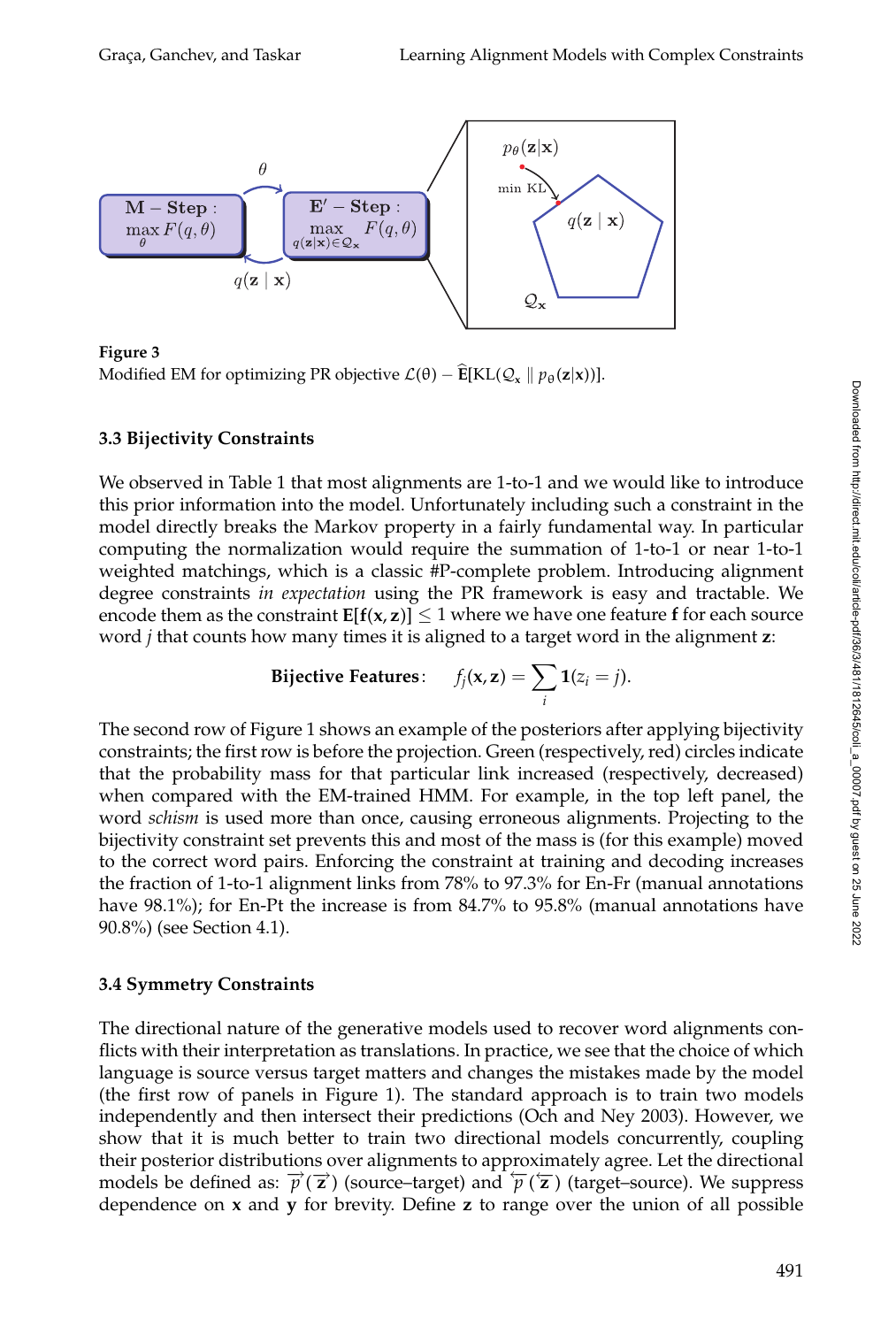**Figure 3**
Modified EM for optimizing PR objective $\mathcal{L}(\theta) - \widehat{\mathbf{E}}[\mathrm{KL}(\mathcal{Q}_\mathbf{x} \parallel p_\theta(\mathbf{z}|\mathbf{x}))]$.

### 3.3 Bijectivity Constraints

We observed in Table 1 that most alignments are 1-to-1 and we would like to introduce this prior information into the model. Unfortunately including such a constraint in the model directly breaks the Markov property in a fairly fundamental way. In particular computing the normalization would require the summation of 1-to-1 or near 1-to-1 weighted matchings, which is a classic #P-complete problem. Introducing alignment degree constraints *in expectation* using the PR framework is easy and tractable. We encode them as the constraint $\mathbf{E}[\mathbf{f}(\mathbf{x}, \mathbf{z})] \leq 1$ where we have one feature $\mathbf{f}$ for each source word $j$ that counts how many times it is aligned to a target word in the alignment $\mathbf{z}$:

$$\textbf{Bijective Features}: \quad f_j(\mathbf{x}, \mathbf{z}) = \sum_i \mathbf{1}(z_i = j).$$

The second row of Figure 1 shows an example of the posteriors after applying bijectivity constraints; the first row is before the projection. Green (respectively, red) circles indicate that the probability mass for that particular link increased (respectively, decreased) when compared with the EM-trained HMM. For example, in the top left panel, the word *schism* is used more than once, causing erroneous alignments. Projecting to the bijectivity constraint set prevents this and most of the mass is (for this example) moved to the correct word pairs. Enforcing the constraint at training and decoding increases the fraction of 1-to-1 alignment links from 78% to 97.3% for En-Fr (manual annotations have 98.1%); for En-Pt the increase is from 84.7% to 95.8% (manual annotations have 90.8%) (see Section 4.1).

### 3.4 Symmetry Constraints

The directional nature of the generative models used to recover word alignments conflicts with their interpretation as translations. In practice, we see that the choice of which language is source versus target matters and changes the mistakes made by the model (the first row of panels in Figure 1). The standard approach is to train two models independently and then intersect their predictions (Och and Ney 2003). However, we show that it is much better to train two directional models concurrently, coupling their posterior distributions over alignments to approximately agree. Let the directional models be defined as: $\overrightarrow{p}(\overrightarrow{\mathbf{z}})$ (source–target) and $\overleftarrow{p}(\overleftarrow{\mathbf{z}})$ (target–source). We suppress dependence on $\mathbf{x}$ and $\mathbf{y}$ for brevity. Define $\mathbf{z}$ to range over the union of all possible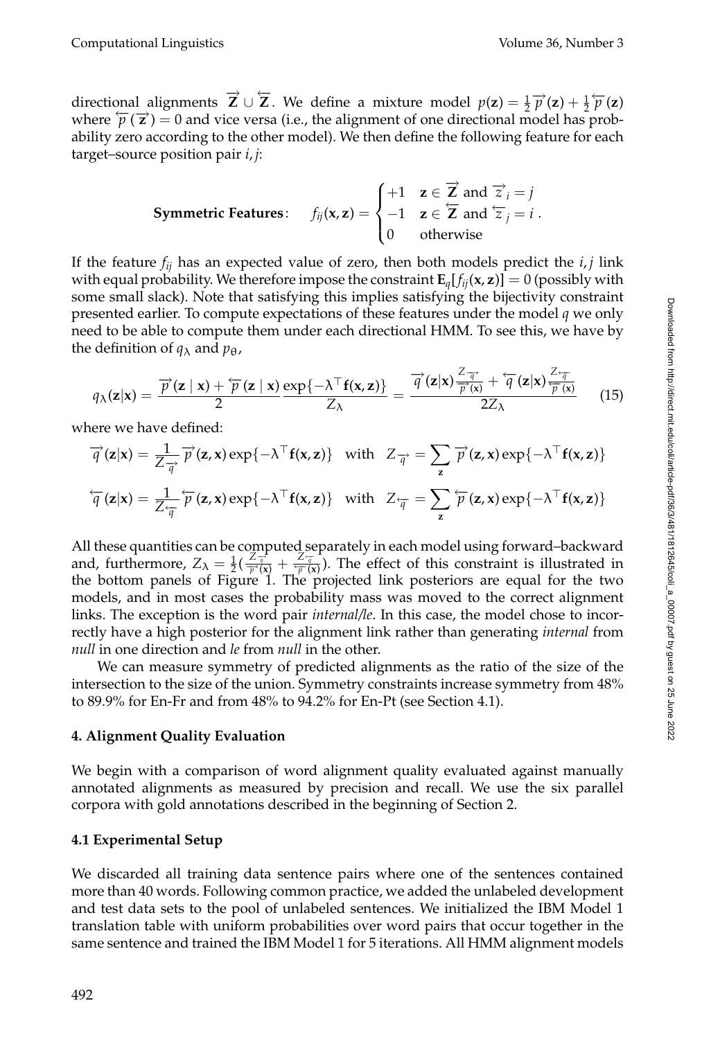directional alignments $\overrightarrow{\mathbf{Z}} \cup \overleftarrow{\mathbf{Z}}$. We define a mixture model $p(\mathbf{z}) = \frac{1}{2}\overrightarrow{p}(\mathbf{z}) + \frac{1}{2}\overleftarrow{p}(\mathbf{z})$ where $\overleftarrow{p}(\overrightarrow{\mathbf{z}}) = 0$ and vice versa (i.e., the alignment of one directional model has probability zero according to the other model). We then define the following feature for each target–source position pair $i, j$:

$$\textbf{Symmetric Features:} \quad f_{ij}(\mathbf{x}, \mathbf{z}) = \begin{cases} +1 & \mathbf{z} \in \overrightarrow{\mathbf{Z}} \text{ and } \overrightarrow{z}_i = j \\ -1 & \mathbf{z} \in \overleftarrow{\mathbf{Z}} \text{ and } \overleftarrow{z}_j = i \\ 0 & \text{otherwise} \end{cases}.$$

If the feature $f_{ij}$ has an expected value of zero, then both models predict the $i, j$ link with equal probability. We therefore impose the constraint $\mathbf{E}_q[f_{ij}(\mathbf{x}, \mathbf{z})] = 0$ (possibly with some small slack). Note that satisfying this implies satisfying the bijectivity constraint presented earlier. To compute expectations of these features under the model $q$ we only need to be able to compute them under each directional HMM. To see this, we have by the definition of $q_\lambda$ and $p_\theta$,

$$q_\lambda(\mathbf{z}|\mathbf{x}) = \frac{\overrightarrow{p}(\mathbf{z} \mid \mathbf{x}) + \overleftarrow{p}(\mathbf{z} \mid \mathbf{x})}{2} \frac{\exp\{-\lambda^\top \mathbf{f}(\mathbf{x}, \mathbf{z})\}}{Z_\lambda} = \frac{\overrightarrow{q}(\mathbf{z}|\mathbf{x})\frac{Z_{\overrightarrow{q}}}{\overrightarrow{p}(\mathbf{x})} + \overleftarrow{q}(\mathbf{z}|\mathbf{x})\frac{Z_{\overleftarrow{q}}}{\overleftarrow{p}(\mathbf{x})}}{2Z_\lambda} \tag{15}$$

where we have defined:

$$\overrightarrow{q}(\mathbf{z}|\mathbf{x}) = \frac{1}{Z_{\overrightarrow{q}}}\overrightarrow{p}(\mathbf{z}, \mathbf{x})\exp\{-\lambda^\top \mathbf{f}(\mathbf{x}, \mathbf{z})\} \quad \text{with} \quad Z_{\overrightarrow{q}} = \sum_{\mathbf{z}} \overrightarrow{p}(\mathbf{z}, \mathbf{x})\exp\{-\lambda^\top \mathbf{f}(\mathbf{x}, \mathbf{z})\}$$

$$\overleftarrow{q}(\mathbf{z}|\mathbf{x}) = \frac{1}{Z_{\overleftarrow{q}}}\overleftarrow{p}(\mathbf{z}, \mathbf{x})\exp\{-\lambda^\top \mathbf{f}(\mathbf{x}, \mathbf{z})\} \quad \text{with} \quad Z_{\overleftarrow{q}} = \sum_{\mathbf{z}} \overleftarrow{p}(\mathbf{z}, \mathbf{x})\exp\{-\lambda^\top \mathbf{f}(\mathbf{x}, \mathbf{z})\}$$

All these quantities can be computed separately in each model using forward–backward and, furthermore, $Z_\lambda = \frac{1}{2}(\frac{Z_{\overrightarrow{q}}}{\overrightarrow{p}(\mathbf{x})} + \frac{Z_{\overleftarrow{q}}}{\overleftarrow{p}(\mathbf{x})})$. The effect of this constraint is illustrated in the bottom panels of Figure 1. The projected link posteriors are equal for the two models, and in most cases the probability mass was moved to the correct alignment links. The exception is the word pair *internal/le*. In this case, the model chose to incorrectly have a high posterior for the alignment link rather than generating *internal* from *null* in one direction and *le* from *null* in the other.

We can measure symmetry of predicted alignments as the ratio of the size of the intersection to the size of the union. Symmetry constraints increase symmetry from 48% to 89.9% for En-Fr and from 48% to 94.2% for En-Pt (see Section 4.1).

## 4. Alignment Quality Evaluation

We begin with a comparison of word alignment quality evaluated against manually annotated alignments as measured by precision and recall. We use the six parallel corpora with gold annotations described in the beginning of Section 2.

### 4.1 Experimental Setup

We discarded all training data sentence pairs where one of the sentences contained more than 40 words. Following common practice, we added the unlabeled development and test data sets to the pool of unlabeled sentences. We initialized the IBM Model 1 translation table with uniform probabilities over word pairs that occur together in the same sentence and trained the IBM Model 1 for 5 iterations. All HMM alignment models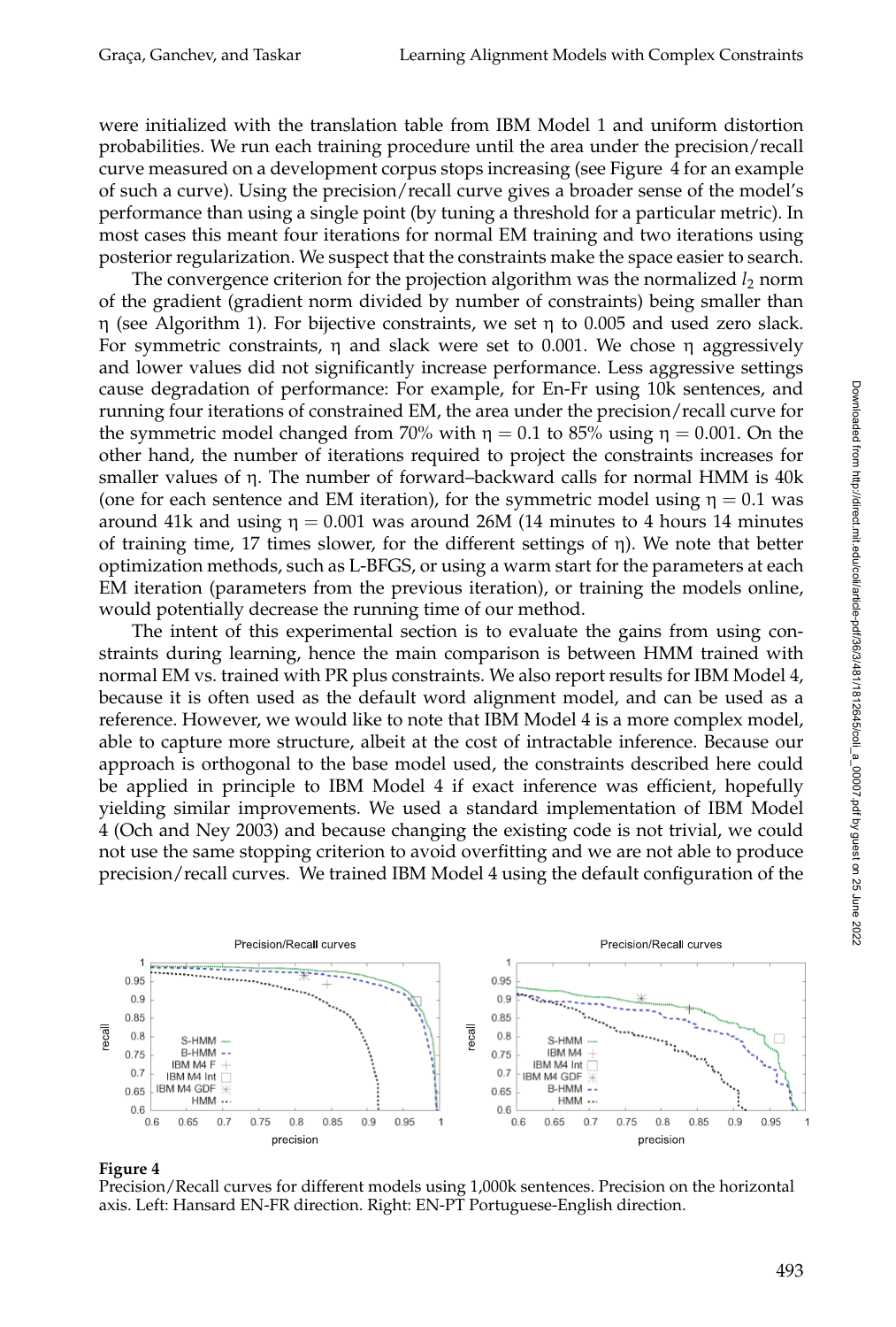were initialized with the translation table from IBM Model 1 and uniform distortion probabilities. We run each training procedure until the area under the precision/recall curve measured on a development corpus stops increasing (see Figure 4 for an example of such a curve). Using the precision/recall curve gives a broader sense of the model's performance than using a single point (by tuning a threshold for a particular metric). In most cases this meant four iterations for normal EM training and two iterations using posterior regularization. We suspect that the constraints make the space easier to search.

The convergence criterion for the projection algorithm was the normalized $l_2$ norm of the gradient (gradient norm divided by number of constraints) being smaller than $\eta$ (see Algorithm 1). For bijective constraints, we set $\eta$ to 0.005 and used zero slack. For symmetric constraints, $\eta$ and slack were set to 0.001. We chose $\eta$ aggressively and lower values did not significantly increase performance. Less aggressive settings cause degradation of performance: For example, for En-Fr using 10k sentences, and running four iterations of constrained EM, the area under the precision/recall curve for the symmetric model changed from 70% with $\eta = 0.1$ to 85% using $\eta = 0.001$. On the other hand, the number of iterations required to project the constraints increases for smaller values of $\eta$. The number of forward–backward calls for normal HMM is 40k (one for each sentence and EM iteration), for the symmetric model using $\eta = 0.1$ was around 41k and using $\eta = 0.001$ was around 26M (14 minutes to 4 hours 14 minutes of training time, 17 times slower, for the different settings of $\eta$). We note that better optimization methods, such as L-BFGS, or using a warm start for the parameters at each EM iteration (parameters from the previous iteration), or training the models online, would potentially decrease the running time of our method.

The intent of this experimental section is to evaluate the gains from using constraints during learning, hence the main comparison is between HMM trained with normal EM vs. trained with PR plus constraints. We also report results for IBM Model 4, because it is often used as the default word alignment model, and can be used as a reference. However, we would like to note that IBM Model 4 is a more complex model, able to capture more structure, albeit at the cost of intractable inference. Because our approach is orthogonal to the base model used, the constraints described here could be applied in principle to IBM Model 4 if exact inference was efficient, hopefully yielding similar improvements. We used a standard implementation of IBM Model 4 (Och and Ney 2003) and because changing the existing code is not trivial, we could not use the same stopping criterion to avoid overfitting and we are not able to produce precision/recall curves. We trained IBM Model 4 using the default configuration of the

**Figure 4**
Precision/Recall curves for different models using 1,000k sentences. Precision on the horizontal axis. Left: Hansard EN-FR direction. Right: EN-PT Portuguese-English direction.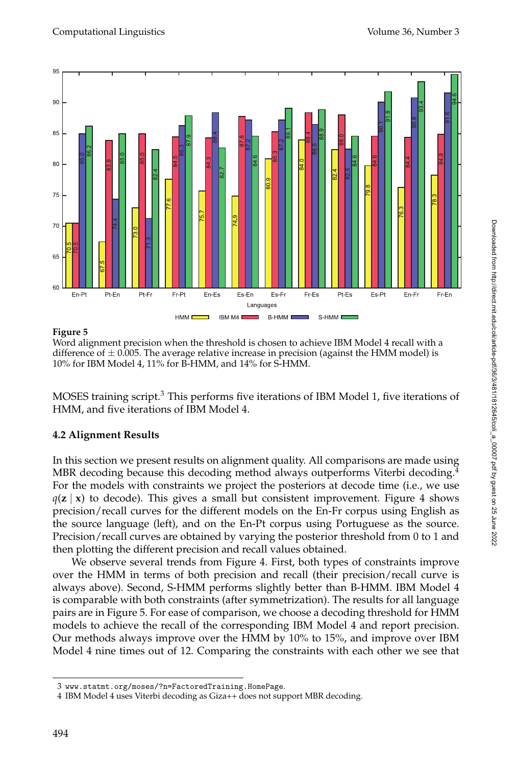**Figure 5**
Word alignment precision when the threshold is chosen to achieve IBM Model 4 recall with a difference of ± 0.005. The average relative increase in precision (against the HMM model) is 10% for IBM Model 4, 11% for B-HMM, and 14% for S-HMM.

MOSES training script.[3] This performs five iterations of IBM Model 1, five iterations of HMM, and five iterations of IBM Model 4.

### 4.2 Alignment Results

In this section we present results on alignment quality. All comparisons are made using MBR decoding because this decoding method always outperforms Viterbi decoding.[4] For the models with constraints we project the posteriors at decode time (i.e., we use $q(\mathbf{z} \mid \mathbf{x})$ to decode). This gives a small but consistent improvement. Figure 4 shows precision/recall curves for the different models on the En-Fr corpus using English as the source language (left), and on the En-Pt corpus using Portuguese as the source. Precision/recall curves are obtained by varying the posterior threshold from 0 to 1 and then plotting the different precision and recall values obtained.

We observe several trends from Figure 4. First, both types of constraints improve over the HMM in terms of both precision and recall (their precision/recall curve is always above). Second, S-HMM performs slightly better than B-HMM. IBM Model 4 is comparable with both constraints (after symmetrization). The results for all language pairs are in Figure 5. For ease of comparison, we choose a decoding threshold for HMM models to achieve the recall of the corresponding IBM Model 4 and report precision. Our methods always improve over the HMM by 10% to 15%, and improve over IBM Model 4 nine times out of 12. Comparing the constraints with each other we see that

3 www.statmt.org/moses/?n=FactoredTraining.HomePage.
4 IBM Model 4 uses Viterbi decoding as Giza++ does not support MBR decoding.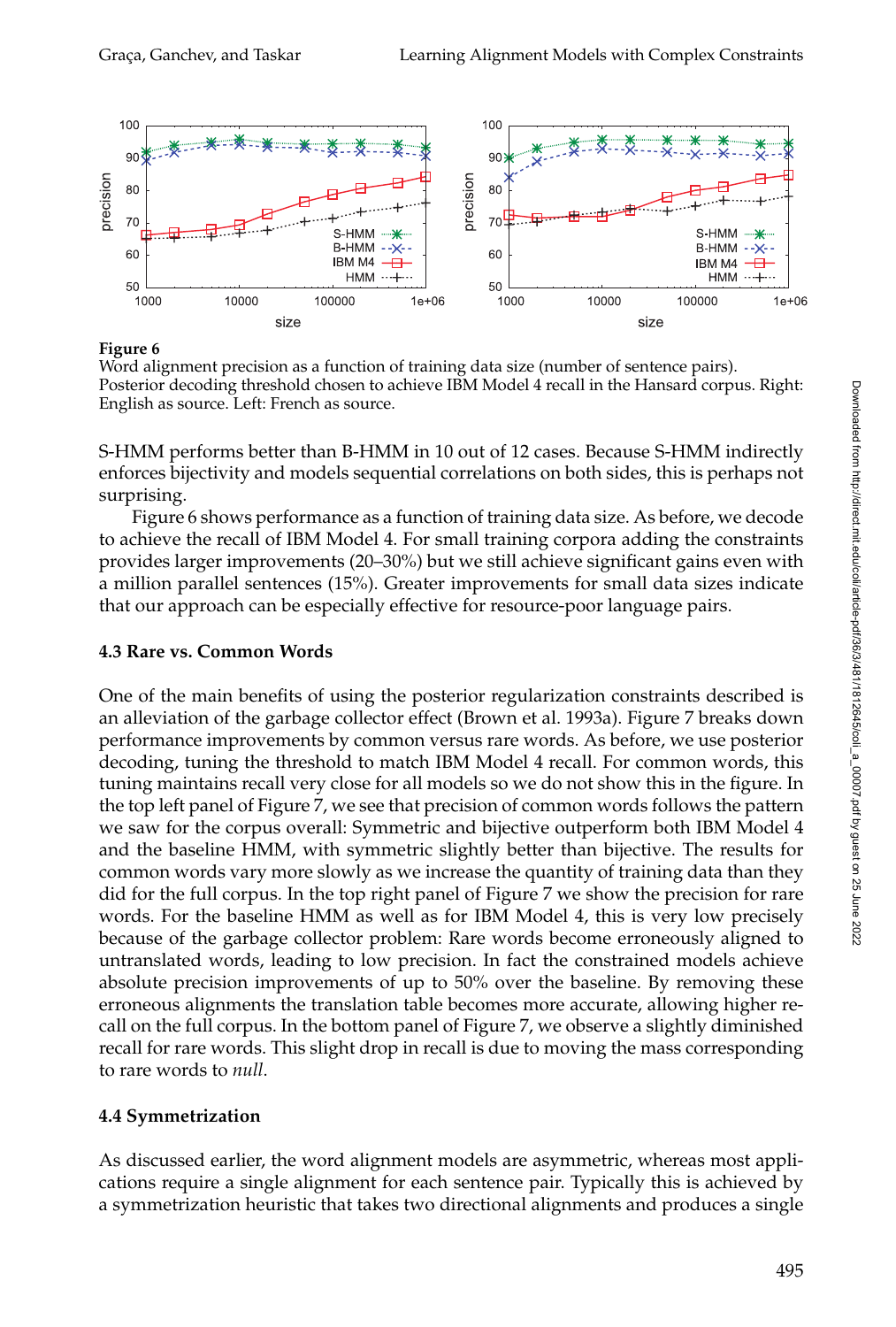**Figure 6**
Word alignment precision as a function of training data size (number of sentence pairs). Posterior decoding threshold chosen to achieve IBM Model 4 recall in the Hansard corpus. Right: English as source. Left: French as source.

S-HMM performs better than B-HMM in 10 out of 12 cases. Because S-HMM indirectly enforces bijectivity and models sequential correlations on both sides, this is perhaps not surprising.

Figure 6 shows performance as a function of training data size. As before, we decode to achieve the recall of IBM Model 4. For small training corpora adding the constraints provides larger improvements (20–30%) but we still achieve significant gains even with a million parallel sentences (15%). Greater improvements for small data sizes indicate that our approach can be especially effective for resource-poor language pairs.

### 4.3 Rare vs. Common Words

One of the main benefits of using the posterior regularization constraints described is an alleviation of the garbage collector effect (Brown et al. 1993a). Figure 7 breaks down performance improvements by common versus rare words. As before, we use posterior decoding, tuning the threshold to match IBM Model 4 recall. For common words, this tuning maintains recall very close for all models so we do not show this in the figure. In the top left panel of Figure 7, we see that precision of common words follows the pattern we saw for the corpus overall: Symmetric and bijective outperform both IBM Model 4 and the baseline HMM, with symmetric slightly better than bijective. The results for common words vary more slowly as we increase the quantity of training data than they did for the full corpus. In the top right panel of Figure 7 we show the precision for rare words. For the baseline HMM as well as for IBM Model 4, this is very low precisely because of the garbage collector problem: Rare words become erroneously aligned to untranslated words, leading to low precision. In fact the constrained models achieve absolute precision improvements of up to 50% over the baseline. By removing these erroneous alignments the translation table becomes more accurate, allowing higher recall on the full corpus. In the bottom panel of Figure 7, we observe a slightly diminished recall for rare words. This slight drop in recall is due to moving the mass corresponding to rare words to *null*.

### 4.4 Symmetrization

As discussed earlier, the word alignment models are asymmetric, whereas most applications require a single alignment for each sentence pair. Typically this is achieved by a symmetrization heuristic that takes two directional alignments and produces a single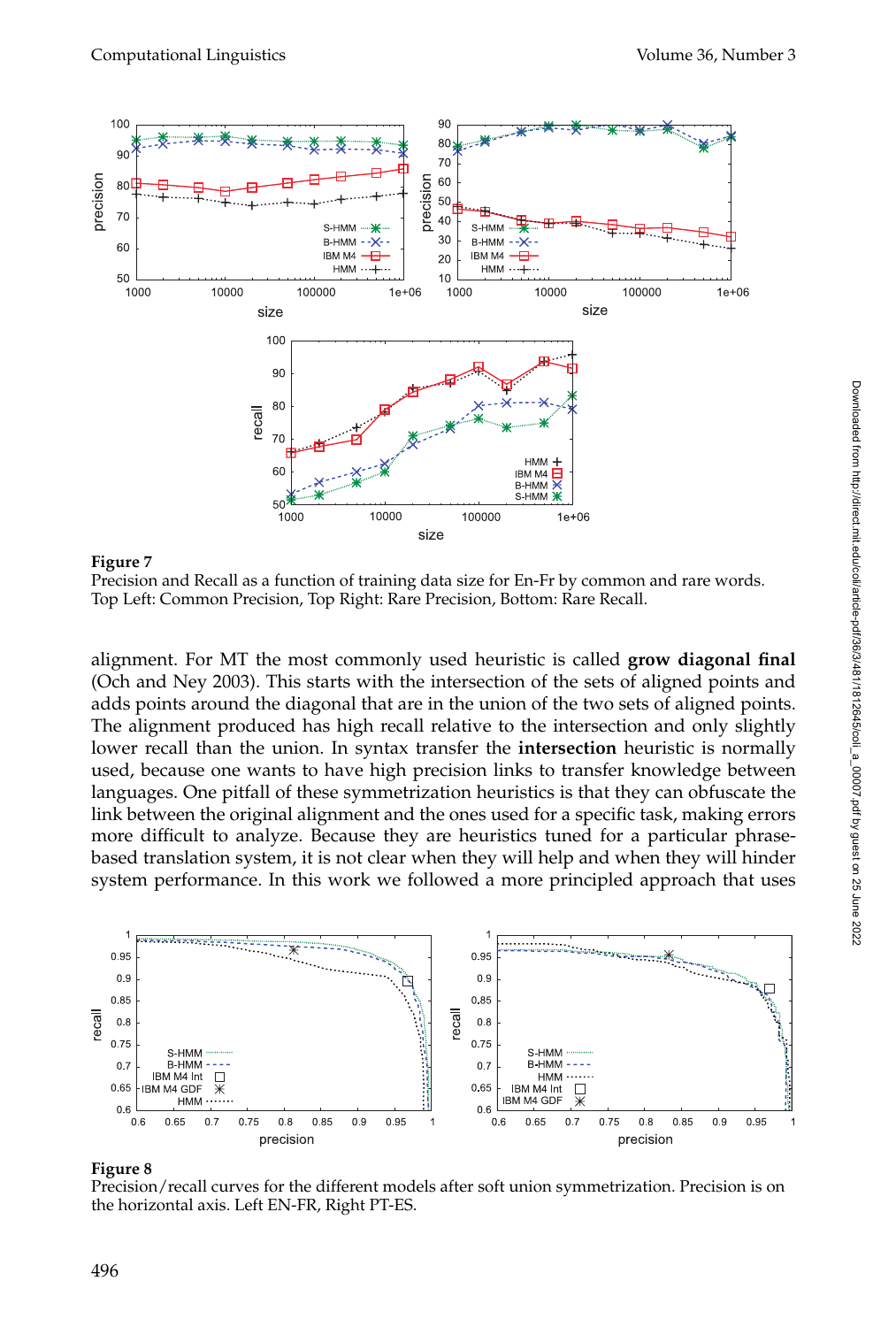Figure 7
Precision and Recall as a function of training data size for En-Fr by common and rare words. Top Left: Common Precision, Top Right: Rare Precision, Bottom: Rare Recall.

alignment. For MT the most commonly used heuristic is called **grow diagonal final** (Och and Ney 2003). This starts with the intersection of the sets of aligned points and adds points around the diagonal that are in the union of the two sets of aligned points. The alignment produced has high recall relative to the intersection and only slightly lower recall than the union. In syntax transfer the **intersection** heuristic is normally used, because one wants to have high precision links to transfer knowledge between languages. One pitfall of these symmetrization heuristics is that they can obfuscate the link between the original alignment and the ones used for a specific task, making errors more difficult to analyze. Because they are heuristics tuned for a particular phrase-based translation system, it is not clear when they will help and when they will hinder system performance. In this work we followed a more principled approach that uses

Figure 8
Precision/recall curves for the different models after soft union symmetrization. Precision is on the horizontal axis. Left EN-FR, Right PT-ES.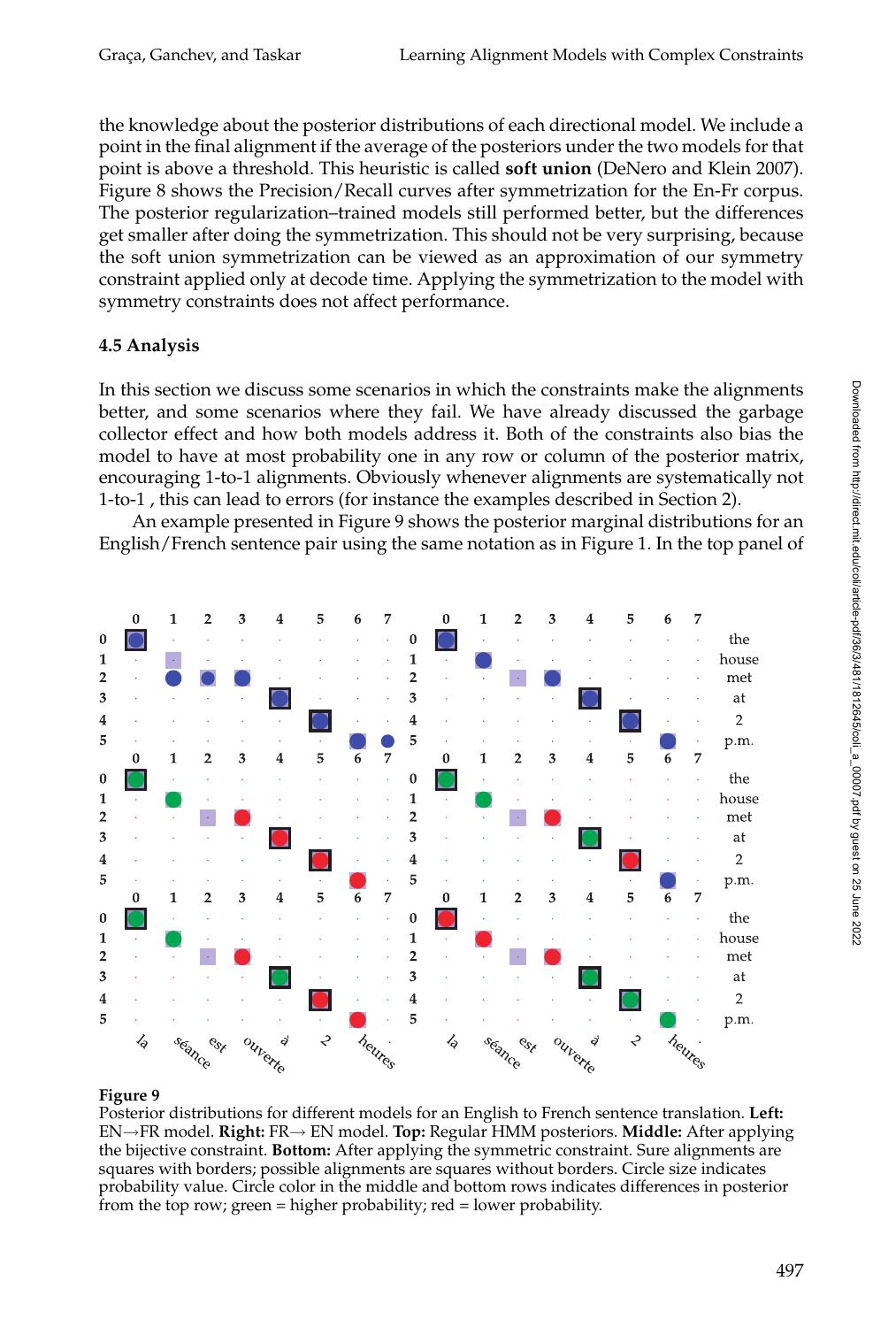the knowledge about the posterior distributions of each directional model. We include a point in the final alignment if the average of the posteriors under the two models for that point is above a threshold. This heuristic is called **soft union** (DeNero and Klein 2007). Figure 8 shows the Precision/Recall curves after symmetrization for the En-Fr corpus. The posterior regularization–trained models still performed better, but the differences get smaller after doing the symmetrization. This should not be very surprising, because the soft union symmetrization can be viewed as an approximation of our symmetry constraint applied only at decode time. Applying the symmetrization to the model with symmetry constraints does not affect performance.

### 4.5 Analysis

In this section we discuss some scenarios in which the constraints make the alignments better, and some scenarios where they fail. We have already discussed the garbage collector effect and how both models address it. Both of the constraints also bias the model to have at most probability one in any row or column of the posterior matrix, encouraging 1-to-1 alignments. Obviously whenever alignments are systematically not 1-to-1 , this can lead to errors (for instance the examples described in Section 2).

An example presented in Figure 9 shows the posterior marginal distributions for an English/French sentence pair using the same notation as in Figure 1. In the top panel of

**Figure 9**
Posterior distributions for different models for an English to French sentence translation. **Left:** EN→FR model. **Right:** FR→ EN model. **Top:** Regular HMM posteriors. **Middle:** After applying the bijective constraint. **Bottom:** After applying the symmetric constraint. Sure alignments are squares with borders; possible alignments are squares without borders. Circle size indicates probability value. Circle color in the middle and bottom rows indicates differences in posterior from the top row; green = higher probability; red = lower probability.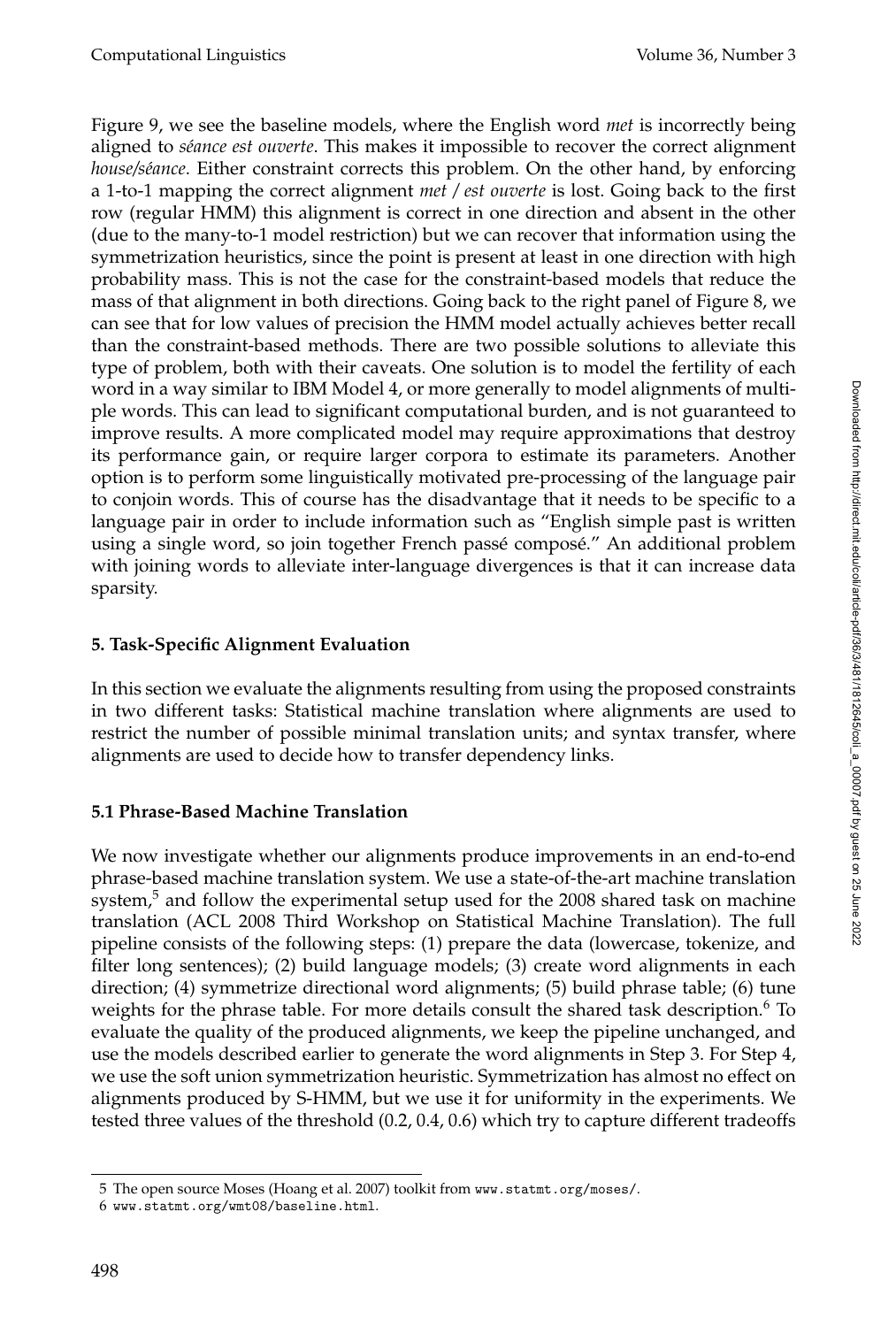Figure 9, we see the baseline models, where the English word *met* is incorrectly being aligned to *séance est ouverte*. This makes it impossible to recover the correct alignment *house/séance*. Either constraint corrects this problem. On the other hand, by enforcing a 1-to-1 mapping the correct alignment *met / est ouverte* is lost. Going back to the first row (regular HMM) this alignment is correct in one direction and absent in the other (due to the many-to-1 model restriction) but we can recover that information using the symmetrization heuristics, since the point is present at least in one direction with high probability mass. This is not the case for the constraint-based models that reduce the mass of that alignment in both directions. Going back to the right panel of Figure 8, we can see that for low values of precision the HMM model actually achieves better recall than the constraint-based methods. There are two possible solutions to alleviate this type of problem, both with their caveats. One solution is to model the fertility of each word in a way similar to IBM Model 4, or more generally to model alignments of multiple words. This can lead to significant computational burden, and is not guaranteed to improve results. A more complicated model may require approximations that destroy its performance gain, or require larger corpora to estimate its parameters. Another option is to perform some linguistically motivated pre-processing of the language pair to conjoin words. This of course has the disadvantage that it needs to be specific to a language pair in order to include information such as "English simple past is written using a single word, so join together French passé composé." An additional problem with joining words to alleviate inter-language divergences is that it can increase data sparsity.

## 5. Task-Specific Alignment Evaluation

In this section we evaluate the alignments resulting from using the proposed constraints in two different tasks: Statistical machine translation where alignments are used to restrict the number of possible minimal translation units; and syntax transfer, where alignments are used to decide how to transfer dependency links.

### 5.1 Phrase-Based Machine Translation

We now investigate whether our alignments produce improvements in an end-to-end phrase-based machine translation system. We use a state-of-the-art machine translation system,[5] and follow the experimental setup used for the 2008 shared task on machine translation (ACL 2008 Third Workshop on Statistical Machine Translation). The full pipeline consists of the following steps: (1) prepare the data (lowercase, tokenize, and filter long sentences); (2) build language models; (3) create word alignments in each direction; (4) symmetrize directional word alignments; (5) build phrase table; (6) tune weights for the phrase table. For more details consult the shared task description.[6] To evaluate the quality of the produced alignments, we keep the pipeline unchanged, and use the models described earlier to generate the word alignments in Step 3. For Step 4, we use the soft union symmetrization heuristic. Symmetrization has almost no effect on alignments produced by S-HMM, but we use it for uniformity in the experiments. We tested three values of the threshold (0.2, 0.4, 0.6) which try to capture different tradeoffs

5 The open source Moses (Hoang et al. 2007) toolkit from www.statmt.org/moses/.

6 www.statmt.org/wmt08/baseline.html.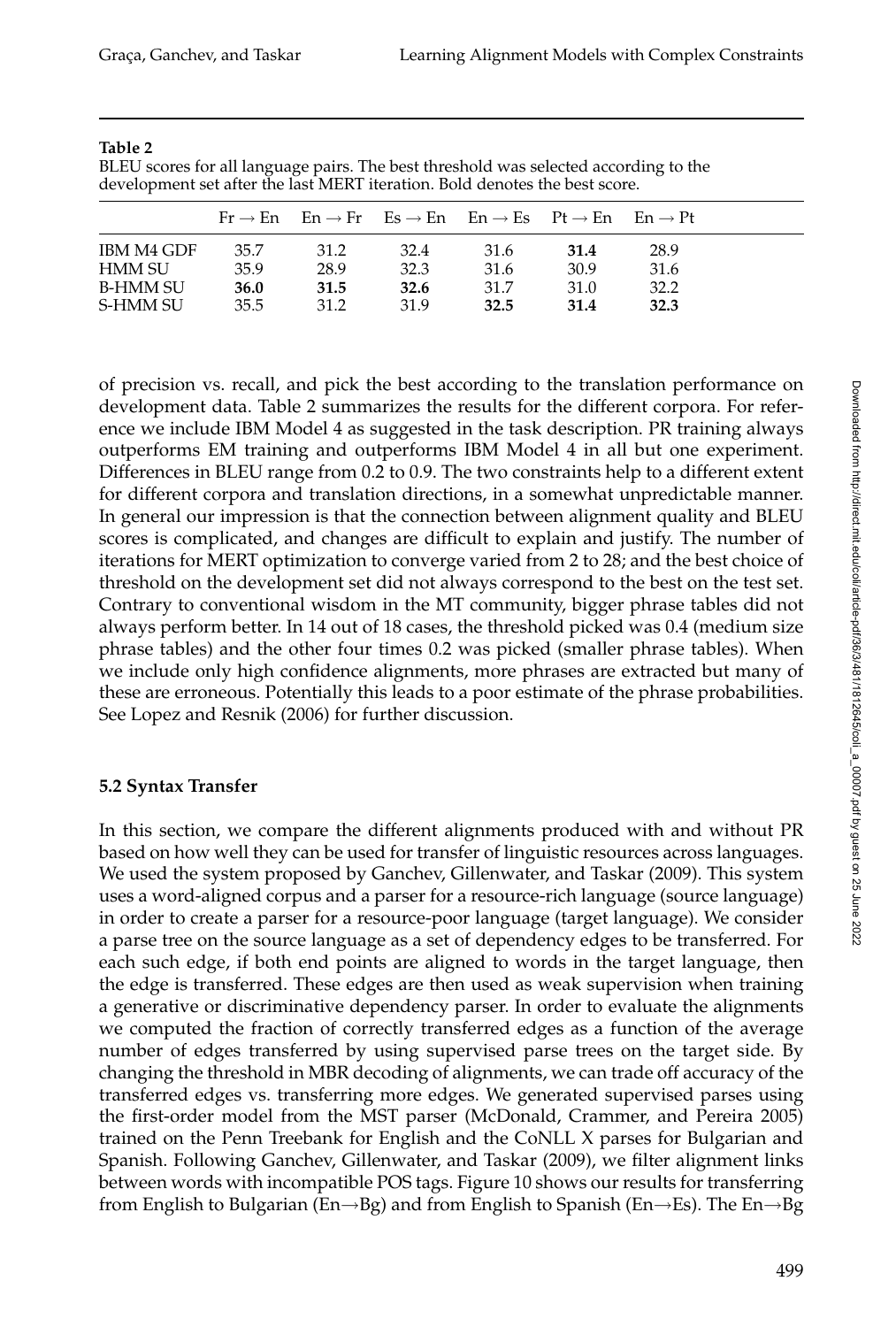**Table 2**
BLEU scores for all language pairs. The best threshold was selected according to the development set after the last MERT iteration. Bold denotes the best score.

| | Fr → En | En → Fr | Es → En | En → Es | Pt → En | En → Pt |
|---|---|---|---|---|---|---|
| IBM M4 GDF | 35.7 | 31.2 | 32.4 | 31.6 | **31.4** | 28.9 |
| HMM SU | 35.9 | 28.9 | 32.3 | 31.6 | 30.9 | 31.6 |
| B-HMM SU | **36.0** | **31.5** | **32.6** | 31.7 | 31.0 | 32.2 |
| S-HMM SU | 35.5 | 31.2 | 31.9 | **32.5** | **31.4** | **32.3** |

of precision vs. recall, and pick the best according to the translation performance on development data. Table 2 summarizes the results for the different corpora. For reference we include IBM Model 4 as suggested in the task description. PR training always outperforms EM training and outperforms IBM Model 4 in all but one experiment. Differences in BLEU range from 0.2 to 0.9. The two constraints help to a different extent for different corpora and translation directions, in a somewhat unpredictable manner. In general our impression is that the connection between alignment quality and BLEU scores is complicated, and changes are difficult to explain and justify. The number of iterations for MERT optimization to converge varied from 2 to 28; and the best choice of threshold on the development set did not always correspond to the best on the test set. Contrary to conventional wisdom in the MT community, bigger phrase tables did not always perform better. In 14 out of 18 cases, the threshold picked was 0.4 (medium size phrase tables) and the other four times 0.2 was picked (smaller phrase tables). When we include only high confidence alignments, more phrases are extracted but many of these are erroneous. Potentially this leads to a poor estimate of the phrase probabilities. See Lopez and Resnik (2006) for further discussion.

### 5.2 Syntax Transfer

In this section, we compare the different alignments produced with and without PR based on how well they can be used for transfer of linguistic resources across languages. We used the system proposed by Ganchev, Gillenwater, and Taskar (2009). This system uses a word-aligned corpus and a parser for a resource-rich language (source language) in order to create a parser for a resource-poor language (target language). We consider a parse tree on the source language as a set of dependency edges to be transferred. For each such edge, if both end points are aligned to words in the target language, then the edge is transferred. These edges are then used as weak supervision when training a generative or discriminative dependency parser. In order to evaluate the alignments we computed the fraction of correctly transferred edges as a function of the average number of edges transferred by using supervised parse trees on the target side. By changing the threshold in MBR decoding of alignments, we can trade off accuracy of the transferred edges vs. transferring more edges. We generated supervised parses using the first-order model from the MST parser (McDonald, Crammer, and Pereira 2005) trained on the Penn Treebank for English and the CoNLL X parses for Bulgarian and Spanish. Following Ganchev, Gillenwater, and Taskar (2009), we filter alignment links between words with incompatible POS tags. Figure 10 shows our results for transferring from English to Bulgarian (En→Bg) and from English to Spanish (En→Es). The En→Bg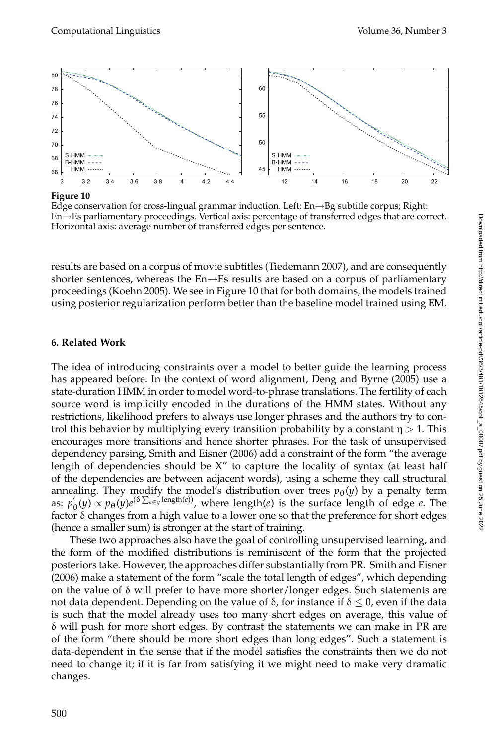**Figure 10**
Edge conservation for cross-lingual grammar induction. Left: En→Bg subtitle corpus; Right: En→Es parliamentary proceedings. Vertical axis: percentage of transferred edges that are correct. Horizontal axis: average number of transferred edges per sentence.

results are based on a corpus of movie subtitles (Tiedemann 2007), and are consequently shorter sentences, whereas the En→Es results are based on a corpus of parliamentary proceedings (Koehn 2005). We see in Figure 10 that for both domains, the models trained using posterior regularization perform better than the baseline model trained using EM.

## 6. Related Work

The idea of introducing constraints over a model to better guide the learning process has appeared before. In the context of word alignment, Deng and Byrne (2005) use a state-duration HMM in order to model word-to-phrase translations. The fertility of each source word is implicitly encoded in the durations of the HMM states. Without any restrictions, likelihood prefers to always use longer phrases and the authors try to control this behavior by multiplying every transition probability by a constant $\eta > 1$. This encourages more transitions and hence shorter phrases. For the task of unsupervised dependency parsing, Smith and Eisner (2006) add a constraint of the form "the average length of dependencies should be X" to capture the locality of syntax (at least half of the dependencies are between adjacent words), using a scheme they call structural annealing. They modify the model's distribution over trees $p_\theta(y)$ by a penalty term as: $p'_\theta(y) \propto p_\theta(y)e^{(\delta \sum_{e \in y} \text{length}(e))}$, where length$(e)$ is the surface length of edge $e$. The factor $\delta$ changes from a high value to a lower one so that the preference for short edges (hence a smaller sum) is stronger at the start of training.

These two approaches also have the goal of controlling unsupervised learning, and the form of the modified distributions is reminiscent of the form that the projected posteriors take. However, the approaches differ substantially from PR. Smith and Eisner (2006) make a statement of the form "scale the total length of edges", which depending on the value of $\delta$ will prefer to have more shorter/longer edges. Such statements are not data dependent. Depending on the value of $\delta$, for instance if $\delta \leq 0$, even if the data is such that the model already uses too many short edges on average, this value of $\delta$ will push for more short edges. By contrast the statements we can make in PR are of the form "there should be more short edges than long edges". Such a statement is data-dependent in the sense that if the model satisfies the constraints then we do not need to change it; if it is far from satisfying it we might need to make very dramatic changes.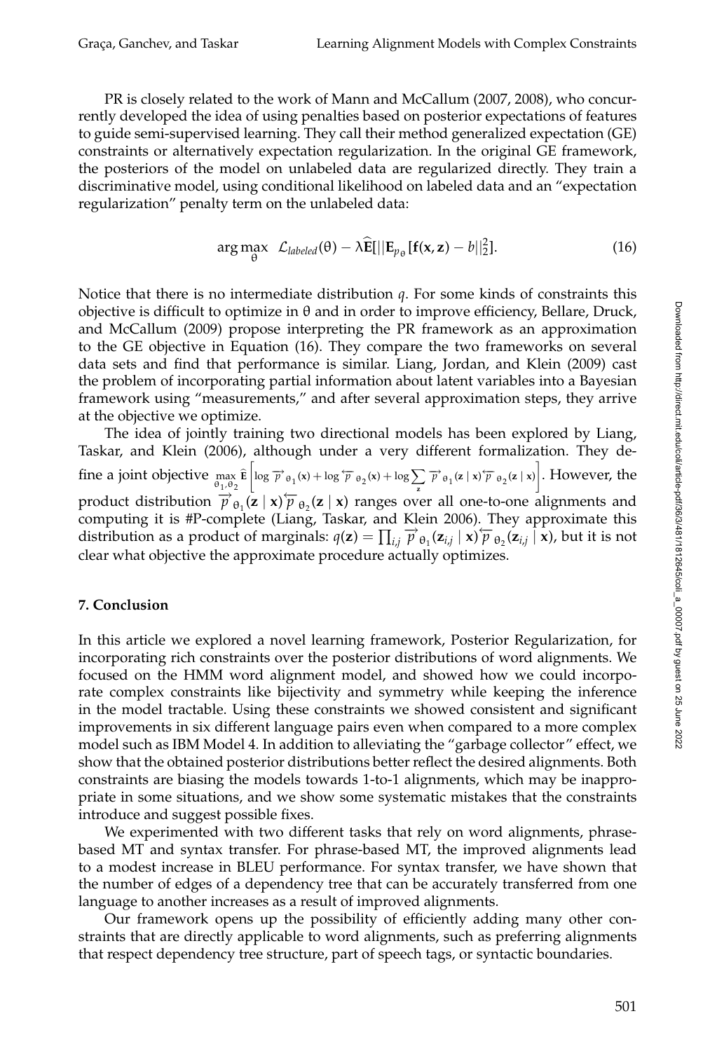PR is closely related to the work of Mann and McCallum (2007, 2008), who concurrently developed the idea of using penalties based on posterior expectations of features to guide semi-supervised learning. They call their method generalized expectation (GE) constraints or alternatively expectation regularization. In the original GE framework, the posteriors of the model on unlabeled data are regularized directly. They train a discriminative model, using conditional likelihood on labeled data and an "expectation regularization" penalty term on the unlabeled data:

$$\arg\max_{\theta} \quad \mathcal{L}_{labeled}(\theta) - \lambda \widehat{\mathbf{E}}[||\mathbf{E}_{p_\theta}[\mathbf{f}(\mathbf{x}, \mathbf{z}) - b||_2^2]. \tag{16}$$

Notice that there is no intermediate distribution $q$. For some kinds of constraints this objective is difficult to optimize in $\theta$ and in order to improve efficiency, Bellare, Druck, and McCallum (2009) propose interpreting the PR framework as an approximation to the GE objective in Equation (16). They compare the two frameworks on several data sets and find that performance is similar. Liang, Jordan, and Klein (2009) cast the problem of incorporating partial information about latent variables into a Bayesian framework using "measurements," and after several approximation steps, they arrive at the objective we optimize.

The idea of jointly training two directional models has been explored by Liang, Taskar, and Klein (2006), although under a very different formalization. They define a joint objective $\max_{\theta_1, \theta_2} \widehat{\mathbf{E}}\left[\log \overrightarrow{p}_{\theta_1}(\mathbf{x}) + \log \overleftarrow{p}_{\theta_2}(\mathbf{x}) + \log \sum_{\mathbf{z}} \overrightarrow{p}_{\theta_1}(\mathbf{z} \mid \mathbf{x}) \overleftarrow{p}_{\theta_2}(\mathbf{z} \mid \mathbf{x})\right]$. However, the product distribution $\overrightarrow{p}_{\theta_1}(\mathbf{z} \mid \mathbf{x}) \overleftarrow{p}_{\theta_2}(\mathbf{z} \mid \mathbf{x})$ ranges over all one-to-one alignments and computing it is #P-complete (Liang, Taskar, and Klein 2006). They approximate this distribution as a product of marginals: $q(\mathbf{z}) = \prod_{i,j} \overrightarrow{p}_{\theta_1}(\mathbf{z}_{i,j} \mid \mathbf{x}) \overleftarrow{p}_{\theta_2}(\mathbf{z}_{i,j} \mid \mathbf{x})$, but it is not clear what objective the approximate procedure actually optimizes.

## 7. Conclusion

In this article we explored a novel learning framework, Posterior Regularization, for incorporating rich constraints over the posterior distributions of word alignments. We focused on the HMM word alignment model, and showed how we could incorporate complex constraints like bijectivity and symmetry while keeping the inference in the model tractable. Using these constraints we showed consistent and significant improvements in six different language pairs even when compared to a more complex model such as IBM Model 4. In addition to alleviating the "garbage collector" effect, we show that the obtained posterior distributions better reflect the desired alignments. Both constraints are biasing the models towards 1-to-1 alignments, which may be inappropriate in some situations, and we show some systematic mistakes that the constraints introduce and suggest possible fixes.

We experimented with two different tasks that rely on word alignments, phrase-based MT and syntax transfer. For phrase-based MT, the improved alignments lead to a modest increase in BLEU performance. For syntax transfer, we have shown that the number of edges of a dependency tree that can be accurately transferred from one language to another increases as a result of improved alignments.

Our framework opens up the possibility of efficiently adding many other constraints that are directly applicable to word alignments, such as preferring alignments that respect dependency tree structure, part of speech tags, or syntactic boundaries.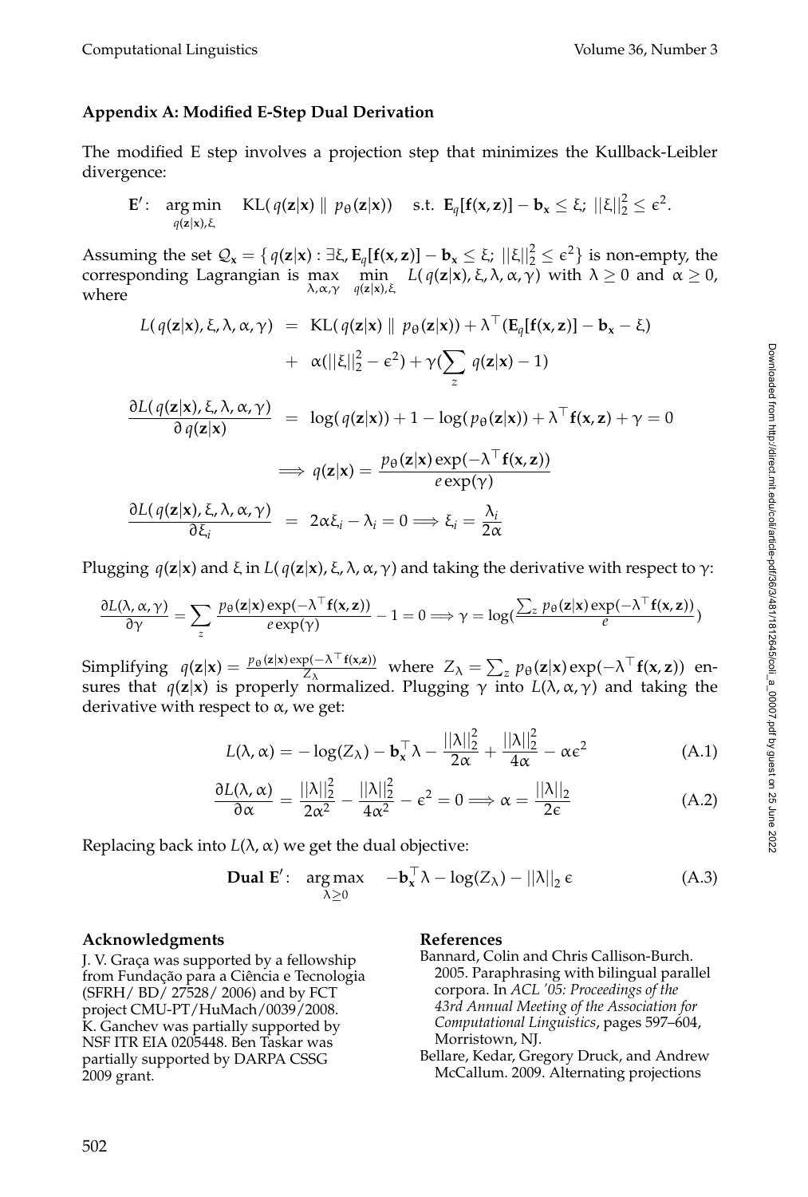## Appendix A: Modified E-Step Dual Derivation

The modified E step involves a projection step that minimizes the Kullback-Leibler divergence:

$$\mathbf{E}': \quad \underset{q(\mathbf{z}|\mathbf{x}),\xi}{\arg\min} \quad \mathrm{KL}(\,q(\mathbf{z}|\mathbf{x}) \parallel p_\theta(\mathbf{z}|\mathbf{x})) \quad \text{s.t. } \mathbf{E}_q[\mathbf{f}(\mathbf{x},\mathbf{z})] - \mathbf{b}_\mathbf{x} \leq \xi;\ ||\xi||_2^2 \leq \epsilon^2.$$

Assuming the set $\mathcal{Q}_\mathbf{x} = \{\,q(\mathbf{z}|\mathbf{x}) : \exists \xi, \mathbf{E}_q[\mathbf{f}(\mathbf{x},\mathbf{z})] - \mathbf{b}_\mathbf{x} \leq \xi;\ ||\xi||_2^2 \leq \epsilon^2\}$ is non-empty, the corresponding Lagrangian is $\max\limits_{\lambda,\alpha,\gamma}\ \min\limits_{q(\mathbf{z}|\mathbf{x}),\xi} L(\,q(\mathbf{z}|\mathbf{x}), \xi, \lambda, \alpha, \gamma)$ with $\lambda \geq 0$ and $\alpha \geq 0$, where

$$\begin{aligned}
L(\,q(\mathbf{z}|\mathbf{x}), \xi, \lambda, \alpha, \gamma) &= \mathrm{KL}(\,q(\mathbf{z}|\mathbf{x}) \parallel p_\theta(\mathbf{z}|\mathbf{x})) + \lambda^\top(\mathbf{E}_q[\mathbf{f}(\mathbf{x},\mathbf{z})] - \mathbf{b}_\mathbf{x} - \xi) \\
&+ \alpha(||\xi||_2^2 - \epsilon^2) + \gamma(\sum_z q(\mathbf{z}|\mathbf{x}) - 1) \\
\frac{\partial L(\,q(\mathbf{z}|\mathbf{x}), \xi, \lambda, \alpha, \gamma)}{\partial\, q(\mathbf{z}|\mathbf{x})} &= \log(\,q(\mathbf{z}|\mathbf{x})) + 1 - \log(\,p_\theta(\mathbf{z}|\mathbf{x})) + \lambda^\top \mathbf{f}(\mathbf{x},\mathbf{z}) + \gamma = 0 \\
&\implies q(\mathbf{z}|\mathbf{x}) = \frac{p_\theta(\mathbf{z}|\mathbf{x}) \exp(-\lambda^\top \mathbf{f}(\mathbf{x},\mathbf{z}))}{e \exp(\gamma)} \\
\frac{\partial L(\,q(\mathbf{z}|\mathbf{x}), \xi, \lambda, \alpha, \gamma)}{\partial \xi_i} &= 2\alpha\xi_i - \lambda_i = 0 \implies \xi_i = \frac{\lambda_i}{2\alpha}
\end{aligned}$$

Plugging $q(\mathbf{z}|\mathbf{x})$ and $\xi$ in $L(\,q(\mathbf{z}|\mathbf{x}), \xi, \lambda, \alpha, \gamma)$ and taking the derivative with respect to $\gamma$:

$$\frac{\partial L(\lambda, \alpha, \gamma)}{\partial \gamma} = \sum_z \frac{p_\theta(\mathbf{z}|\mathbf{x}) \exp(-\lambda^\top \mathbf{f}(\mathbf{x},\mathbf{z}))}{e \exp(\gamma)} - 1 = 0 \implies \gamma = \log\left(\frac{\sum_z p_\theta(\mathbf{z}|\mathbf{x}) \exp(-\lambda^\top \mathbf{f}(\mathbf{x},\mathbf{z}))}{e}\right)$$

Simplifying $q(\mathbf{z}|\mathbf{x}) = \frac{p_\theta(\mathbf{z}|\mathbf{x}) \exp(-\lambda^\top \mathbf{f}(\mathbf{x},\mathbf{z}))}{Z_\lambda}$ where $Z_\lambda = \sum_z p_\theta(\mathbf{z}|\mathbf{x}) \exp(-\lambda^\top \mathbf{f}(\mathbf{x},\mathbf{z}))$ ensures that $q(\mathbf{z}|\mathbf{x})$ is properly normalized. Plugging $\gamma$ into $L(\lambda, \alpha, \gamma)$ and taking the derivative with respect to $\alpha$, we get:

$$L(\lambda, \alpha) = -\log(Z_\lambda) - \mathbf{b}_\mathbf{x}^\top \lambda - \frac{||\lambda||_2^2}{2\alpha} + \frac{||\lambda||_2^2}{4\alpha} - \alpha\epsilon^2 \tag{A.1}$$

$$\frac{\partial L(\lambda, \alpha)}{\partial \alpha} = \frac{||\lambda||_2^2}{2\alpha^2} - \frac{||\lambda||_2^2}{4\alpha^2} - \epsilon^2 = 0 \implies \alpha = \frac{||\lambda||_2}{2\epsilon} \tag{A.2}$$

Replacing back into $L(\lambda, \alpha)$ we get the dual objective:

$$\textbf{Dual E}': \quad \underset{\lambda \geq 0}{\arg\max} \quad -\mathbf{b}_\mathbf{x}^\top \lambda - \log(Z_\lambda) - ||\lambda||_2\, \epsilon \tag{A.3}$$

### Acknowledgments

J. V. Graça was supported by a fellowship from Fundação para a Ciência e Tecnologia (SFRH/ BD/ 27528/ 2006) and by FCT project CMU-PT/HuMach/0039/2008. K. Ganchev was partially supported by NSF ITR EIA 0205448. Ben Taskar was partially supported by DARPA CSSG 2009 grant.

### References

Bannard, Colin and Chris Callison-Burch. 2005. Paraphrasing with bilingual parallel corpora. In *ACL '05: Proceedings of the 43rd Annual Meeting of the Association for Computational Linguistics*, pages 597–604, Morristown, NJ.

Bellare, Kedar, Gregory Druck, and Andrew McCallum. 2009. Alternating projections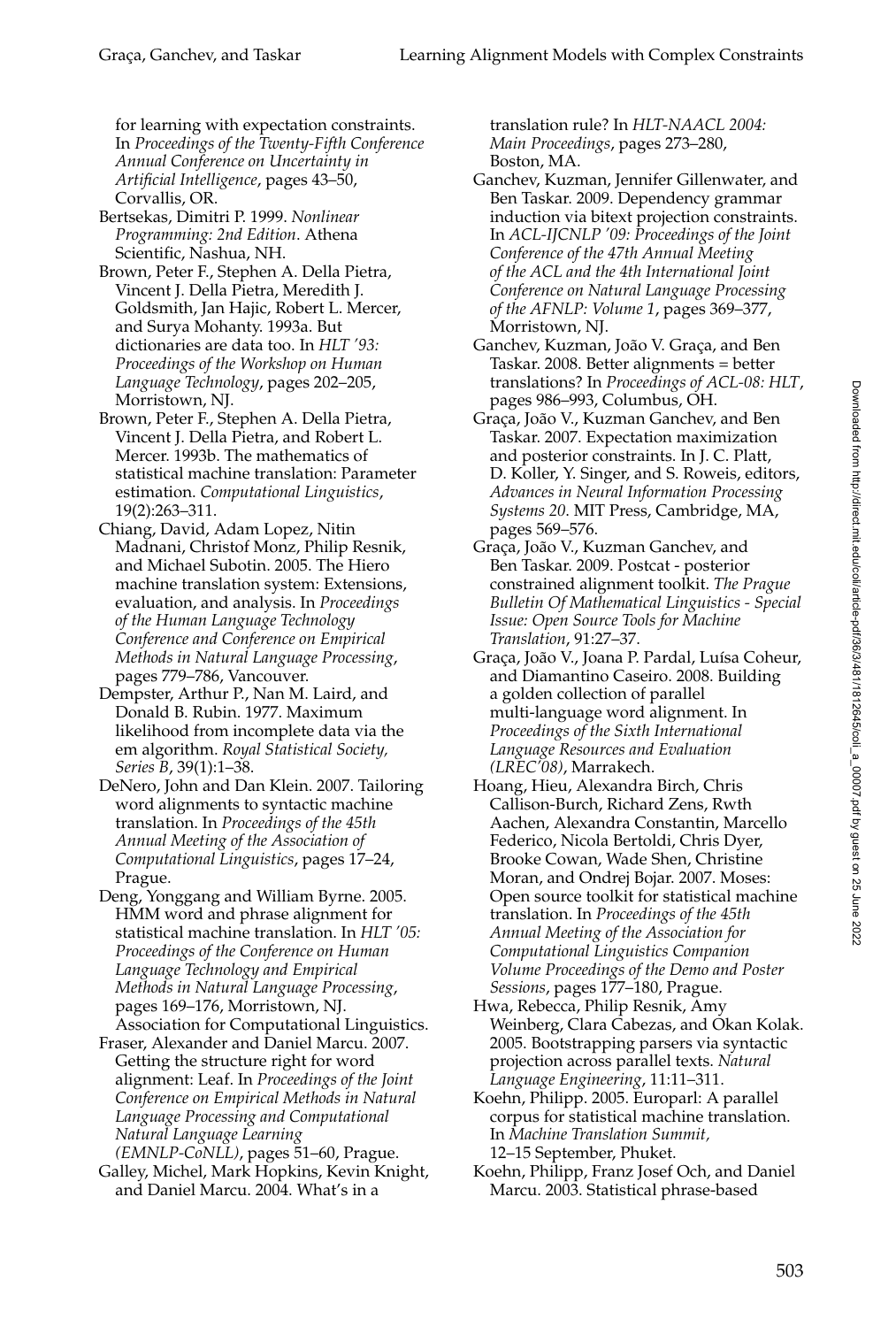for learning with expectation constraints. In *Proceedings of the Twenty-Fifth Conference Annual Conference on Uncertainty in Artificial Intelligence*, pages 43–50, Corvallis, OR.

Bertsekas, Dimitri P. 1999. *Nonlinear Programming: 2nd Edition*. Athena Scientific, Nashua, NH.

Brown, Peter F., Stephen A. Della Pietra, Vincent J. Della Pietra, Meredith J. Goldsmith, Jan Hajic, Robert L. Mercer, and Surya Mohanty. 1993a. But dictionaries are data too. In *HLT '93: Proceedings of the Workshop on Human Language Technology*, pages 202–205, Morristown, NJ.

Brown, Peter F., Stephen A. Della Pietra, Vincent J. Della Pietra, and Robert L. Mercer. 1993b. The mathematics of statistical machine translation: Parameter estimation. *Computational Linguistics*, 19(2):263–311.

Chiang, David, Adam Lopez, Nitin Madnani, Christof Monz, Philip Resnik, and Michael Subotin. 2005. The Hiero machine translation system: Extensions, evaluation, and analysis. In *Proceedings of the Human Language Technology Conference and Conference on Empirical Methods in Natural Language Processing*, pages 779–786, Vancouver.

Dempster, Arthur P., Nan M. Laird, and Donald B. Rubin. 1977. Maximum likelihood from incomplete data via the em algorithm. *Royal Statistical Society, Series B*, 39(1):1–38.

DeNero, John and Dan Klein. 2007. Tailoring word alignments to syntactic machine translation. In *Proceedings of the 45th Annual Meeting of the Association of Computational Linguistics*, pages 17–24, Prague.

Deng, Yonggang and William Byrne. 2005. HMM word and phrase alignment for statistical machine translation. In *HLT '05: Proceedings of the Conference on Human Language Technology and Empirical Methods in Natural Language Processing*, pages 169–176, Morristown, NJ. Association for Computational Linguistics.

Fraser, Alexander and Daniel Marcu. 2007. Getting the structure right for word alignment: Leaf. In *Proceedings of the Joint Conference on Empirical Methods in Natural Language Processing and Computational Natural Language Learning (EMNLP-CoNLL)*, pages 51–60, Prague.

Galley, Michel, Mark Hopkins, Kevin Knight, and Daniel Marcu. 2004. What's in a translation rule? In *HLT-NAACL 2004: Main Proceedings*, pages 273–280, Boston, MA.

Ganchev, Kuzman, Jennifer Gillenwater, and Ben Taskar. 2009. Dependency grammar induction via bitext projection constraints. In *ACL-IJCNLP '09: Proceedings of the Joint Conference of the 47th Annual Meeting of the ACL and the 4th International Joint Conference on Natural Language Processing of the AFNLP: Volume 1*, pages 369–377, Morristown, NJ.

Ganchev, Kuzman, João V. Graça, and Ben Taskar. 2008. Better alignments = better translations? In *Proceedings of ACL-08: HLT*, pages 986–993, Columbus, OH.

Graça, João V., Kuzman Ganchev, and Ben Taskar. 2007. Expectation maximization and posterior constraints. In J. C. Platt, D. Koller, Y. Singer, and S. Roweis, editors, *Advances in Neural Information Processing Systems 20*. MIT Press, Cambridge, MA, pages 569–576.

Graça, João V., Kuzman Ganchev, and Ben Taskar. 2009. Postcat - posterior constrained alignment toolkit. *The Prague Bulletin Of Mathematical Linguistics - Special Issue: Open Source Tools for Machine Translation*, 91:27–37.

Graça, João V., Joana P. Pardal, Luísa Coheur, and Diamantino Caseiro. 2008. Building a golden collection of parallel multi-language word alignment. In *Proceedings of the Sixth International Language Resources and Evaluation (LREC'08)*, Marrakech.

Hoang, Hieu, Alexandra Birch, Chris Callison-Burch, Richard Zens, Rwth Aachen, Alexandra Constantin, Marcello Federico, Nicola Bertoldi, Chris Dyer, Brooke Cowan, Wade Shen, Christine Moran, and Ondrej Bojar. 2007. Moses: Open source toolkit for statistical machine translation. In *Proceedings of the 45th Annual Meeting of the Association for Computational Linguistics Companion Volume Proceedings of the Demo and Poster Sessions*, pages 177–180, Prague.

Hwa, Rebecca, Philip Resnik, Amy Weinberg, Clara Cabezas, and Okan Kolak. 2005. Bootstrapping parsers via syntactic projection across parallel texts. *Natural Language Engineering*, 11:11–311.

Koehn, Philipp. 2005. Europarl: A parallel corpus for statistical machine translation. In *Machine Translation Summit*, 12–15 September, Phuket.

Koehn, Philipp, Franz Josef Och, and Daniel Marcu. 2003. Statistical phrase-based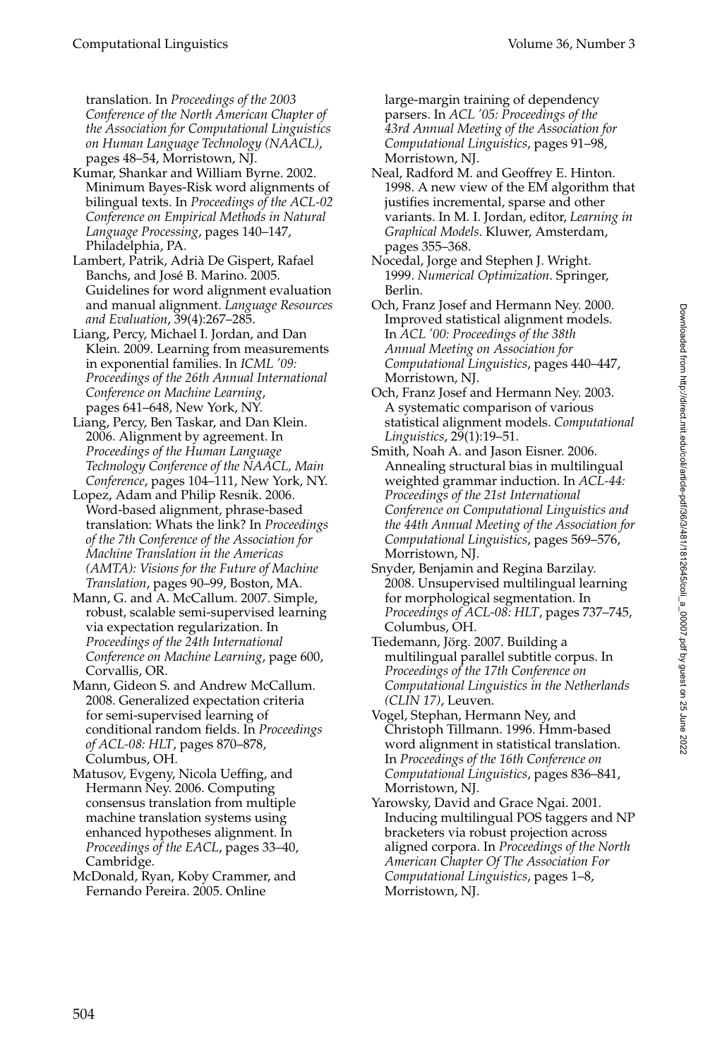translation. In *Proceedings of the 2003 Conference of the North American Chapter of the Association for Computational Linguistics on Human Language Technology (NAACL)*, pages 48–54, Morristown, NJ.

Kumar, Shankar and William Byrne. 2002. Minimum Bayes-Risk word alignments of bilingual texts. In *Proceedings of the ACL-02 Conference on Empirical Methods in Natural Language Processing*, pages 140–147, Philadelphia, PA.

Lambert, Patrik, Adrià De Gispert, Rafael Banchs, and José B. Marino. 2005. Guidelines for word alignment evaluation and manual alignment. *Language Resources and Evaluation*, 39(4):267–285.

Liang, Percy, Michael I. Jordan, and Dan Klein. 2009. Learning from measurements in exponential families. In *ICML '09: Proceedings of the 26th Annual International Conference on Machine Learning*, pages 641–648, New York, NY.

Liang, Percy, Ben Taskar, and Dan Klein. 2006. Alignment by agreement. In *Proceedings of the Human Language Technology Conference of the NAACL, Main Conference*, pages 104–111, New York, NY.

Lopez, Adam and Philip Resnik. 2006. Word-based alignment, phrase-based translation: Whats the link? In *Proceedings of the 7th Conference of the Association for Machine Translation in the Americas (AMTA): Visions for the Future of Machine Translation*, pages 90–99, Boston, MA.

Mann, G. and A. McCallum. 2007. Simple, robust, scalable semi-supervised learning via expectation regularization. In *Proceedings of the 24th International Conference on Machine Learning*, page 600, Corvallis, OR.

Mann, Gideon S. and Andrew McCallum. 2008. Generalized expectation criteria for semi-supervised learning of conditional random fields. In *Proceedings of ACL-08: HLT*, pages 870–878, Columbus, OH.

Matusov, Evgeny, Nicola Ueffing, and Hermann Ney. 2006. Computing consensus translation from multiple machine translation systems using enhanced hypotheses alignment. In *Proceedings of the EACL*, pages 33–40, Cambridge.

McDonald, Ryan, Koby Crammer, and Fernando Pereira. 2005. Online large-margin training of dependency parsers. In *ACL '05: Proceedings of the 43rd Annual Meeting of the Association for Computational Linguistics*, pages 91–98, Morristown, NJ.

Neal, Radford M. and Geoffrey E. Hinton. 1998. A new view of the EM algorithm that justifies incremental, sparse and other variants. In M. I. Jordan, editor, *Learning in Graphical Models*. Kluwer, Amsterdam, pages 355–368.

Nocedal, Jorge and Stephen J. Wright. 1999. *Numerical Optimization*. Springer, Berlin.

Och, Franz Josef and Hermann Ney. 2000. Improved statistical alignment models. In *ACL '00: Proceedings of the 38th Annual Meeting on Association for Computational Linguistics*, pages 440–447, Morristown, NJ.

Och, Franz Josef and Hermann Ney. 2003. A systematic comparison of various statistical alignment models. *Computational Linguistics*, 29(1):19–51.

Smith, Noah A. and Jason Eisner. 2006. Annealing structural bias in multilingual weighted grammar induction. In *ACL-44: Proceedings of the 21st International Conference on Computational Linguistics and the 44th Annual Meeting of the Association for Computational Linguistics*, pages 569–576, Morristown, NJ.

Snyder, Benjamin and Regina Barzilay. 2008. Unsupervised multilingual learning for morphological segmentation. In *Proceedings of ACL-08: HLT*, pages 737–745, Columbus, OH.

Tiedemann, Jörg. 2007. Building a multilingual parallel subtitle corpus. In *Proceedings of the 17th Conference on Computational Linguistics in the Netherlands (CLIN 17)*, Leuven.

Vogel, Stephan, Hermann Ney, and Christoph Tillmann. 1996. Hmm-based word alignment in statistical translation. In *Proceedings of the 16th Conference on Computational Linguistics*, pages 836–841, Morristown, NJ.

Yarowsky, David and Grace Ngai. 2001. Inducing multilingual POS taggers and NP bracketers via robust projection across aligned corpora. In *Proceedings of the North American Chapter Of The Association For Computational Linguistics*, pages 1–8, Morristown, NJ.